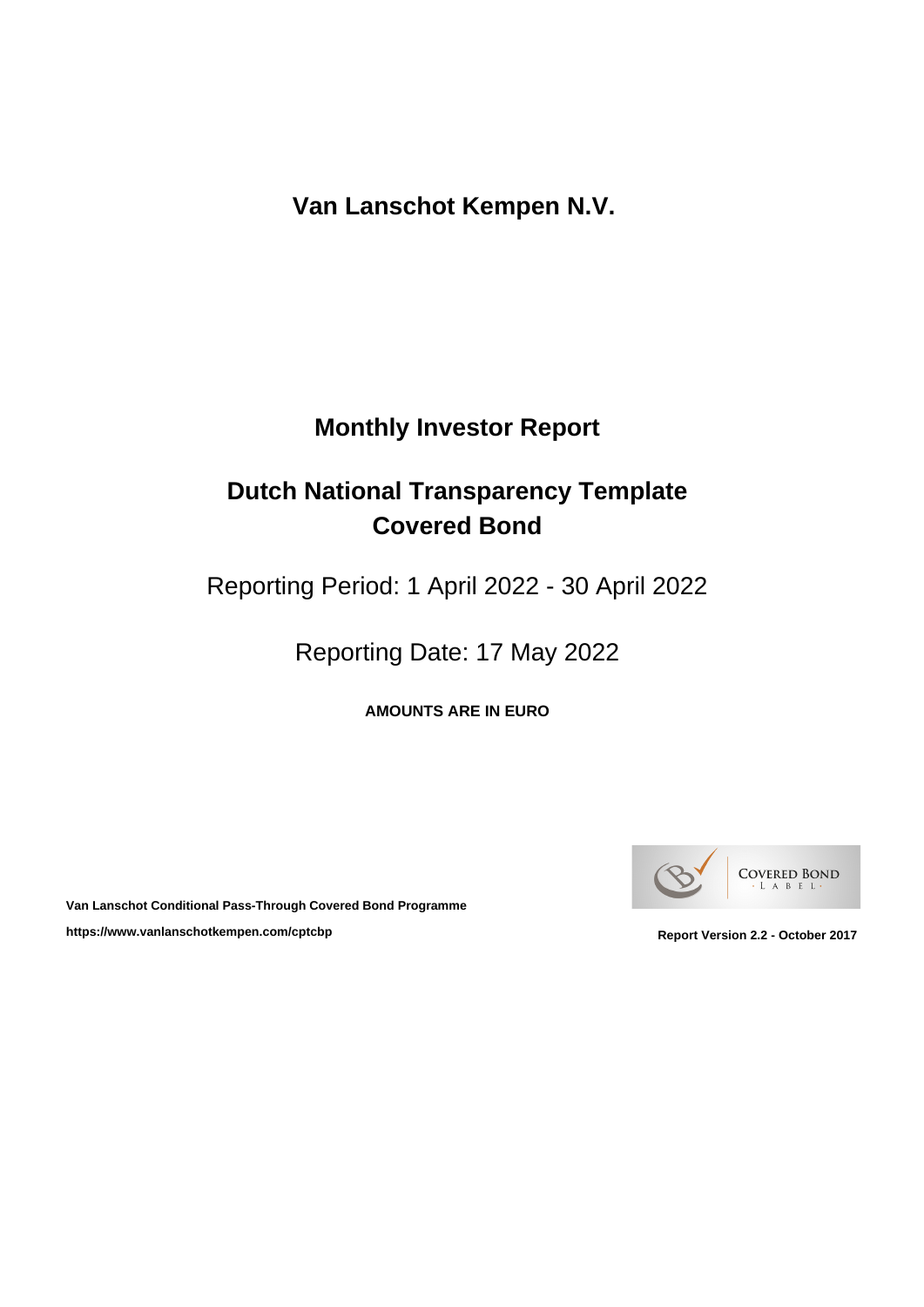# Van Lanschot Kempen N.V.

## Monthly Investor Report

## Dutch National Transparency Template Covered Bond

Reporting Period: 1 April 2022 - 30 April 2022

Reporting Date: 17 May 2022

**AMOUNTS ARE IN EURO**

COVERED BOND · L A B E L ·

**Van Lanschot Conditional Pass-Through Covered Bond Programme**

**https://www.vanlanschotkempen.com/cptcbp**

**Report Version 2.2 - October 2017**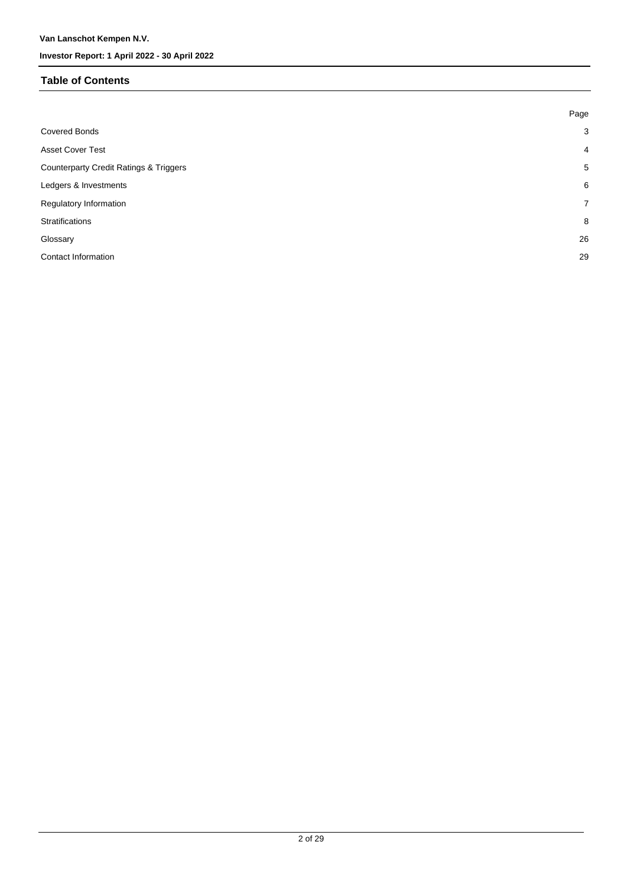## Table of Contents

| | Page |
|---|---|
| Covered Bonds | 3 |
| Asset Cover Test | 4 |
| Counterparty Credit Ratings & Triggers | 5 |
| Ledgers & Investments | 6 |
| Regulatory Information | 7 |
| Stratifications | 8 |
| Glossary | 26 |
| Contact Information | 29 |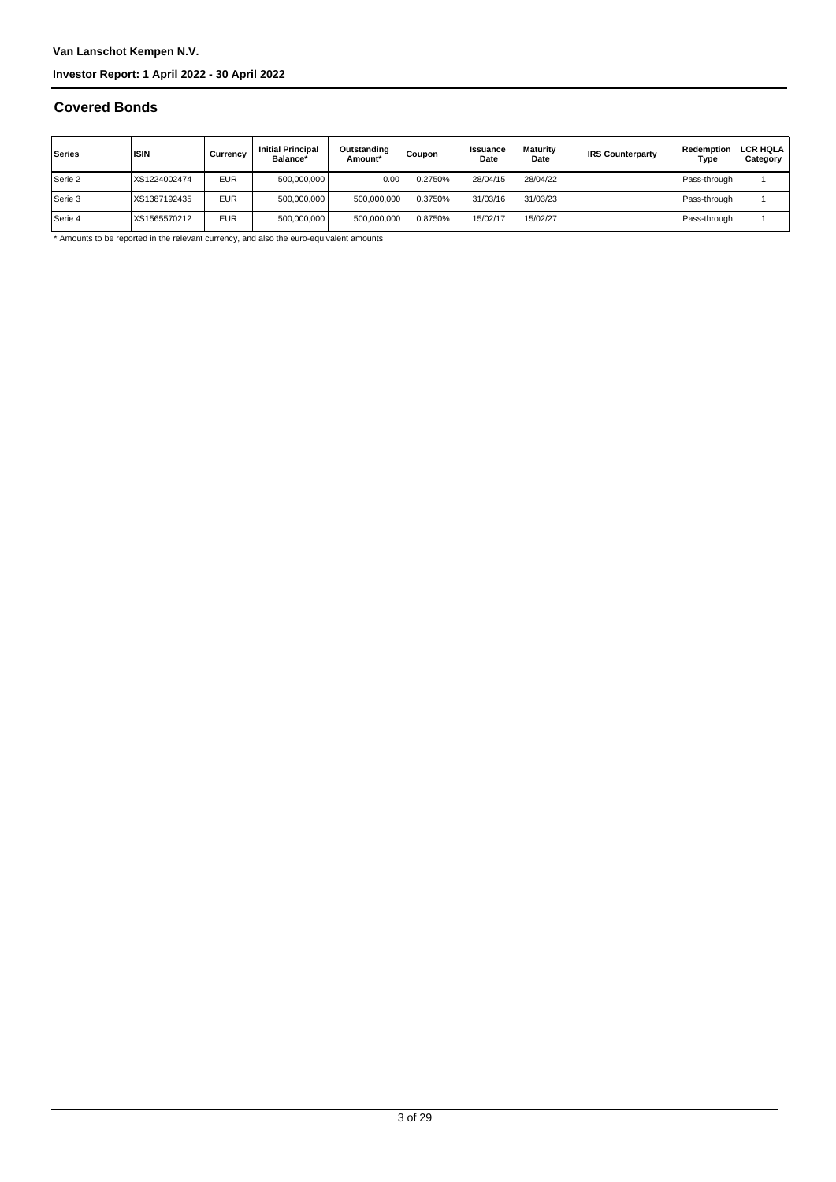Van Lanschot Kempen N.V.

Investor Report: 1 April 2022 - 30 April 2022

## Covered Bonds

| Series | ISIN | Currency | Initial Principal Balance* | Outstanding Amount* | Coupon | Issuance Date | Maturity Date | IRS Counterparty | Redemption Type | LCR HQLA Category |
|---|---|---|---|---|---|---|---|---|---|---|
| Serie 2 | XS1224002474 | EUR | 500,000,000 | 0.00 | 0.2750% | 28/04/15 | 28/04/22 | | Pass-through | 1 |
| Serie 3 | XS1387192435 | EUR | 500,000,000 | 500,000,000 | 0.3750% | 31/03/16 | 31/03/23 | | Pass-through | 1 |
| Serie 4 | XS1565570212 | EUR | 500,000,000 | 500,000,000 | 0.8750% | 15/02/17 | 15/02/27 | | Pass-through | 1 |

* Amounts to be reported in the relevant currency, and also the euro-equivalent amounts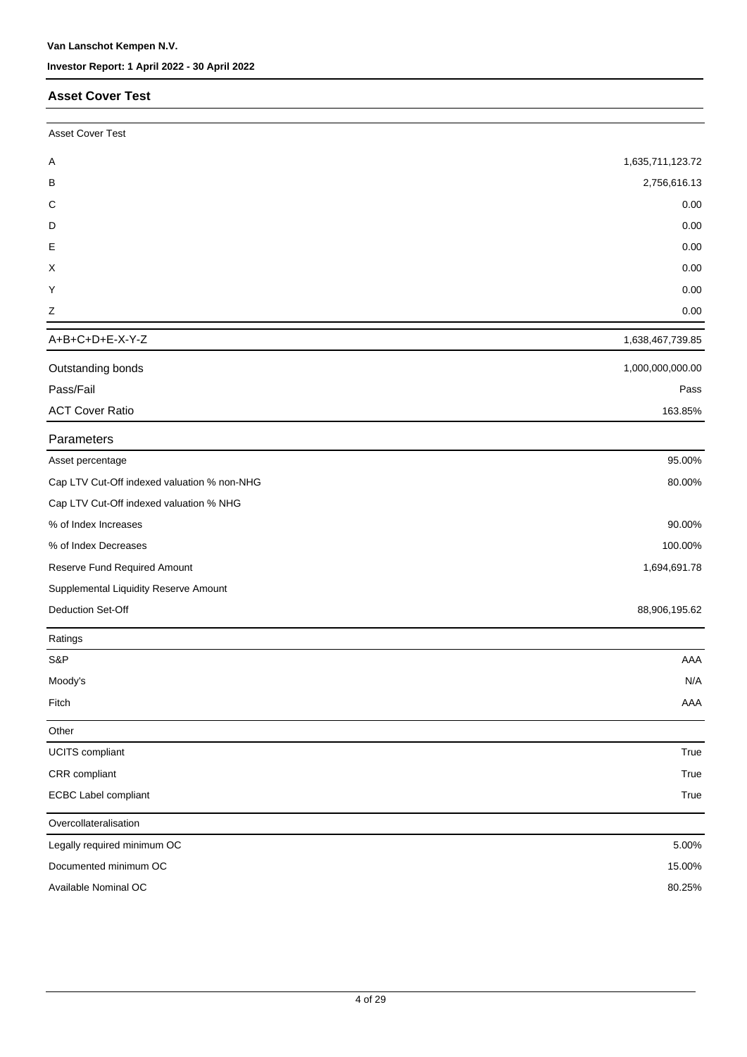## Asset Cover Test

| Asset Cover Test | |
|---|---|
| A | 1,635,711,123.72 |
| B | 2,756,616.13 |
| C | 0.00 |
| D | 0.00 |
| E | 0.00 |
| X | 0.00 |
| Y | 0.00 |
| Z | 0.00 |
| A+B+C+D+E-X-Y-Z | 1,638,467,739.85 |
| Outstanding bonds | 1,000,000,000.00 |
| Pass/Fail | Pass |
| ACT Cover Ratio | 163.85% |

| Parameters | |
|---|---|
| Asset percentage | 95.00% |
| Cap LTV Cut-Off indexed valuation % non-NHG | 80.00% |
| Cap LTV Cut-Off indexed valuation % NHG | |
| % of Index Increases | 90.00% |
| % of Index Decreases | 100.00% |
| Reserve Fund Required Amount | 1,694,691.78 |
| Supplemental Liquidity Reserve Amount | |
| Deduction Set-Off | 88,906,195.62 |

| Ratings | |
|---|---|
| S&P | AAA |
| Moody's | N/A |
| Fitch | AAA |

| Other | |
|---|---|
| UCITS compliant | True |
| CRR compliant | True |
| ECBC Label compliant | True |

| Overcollateralisation | |
|---|---|
| Legally required minimum OC | 5.00% |
| Documented minimum OC | 15.00% |
| Available Nominal OC | 80.25% |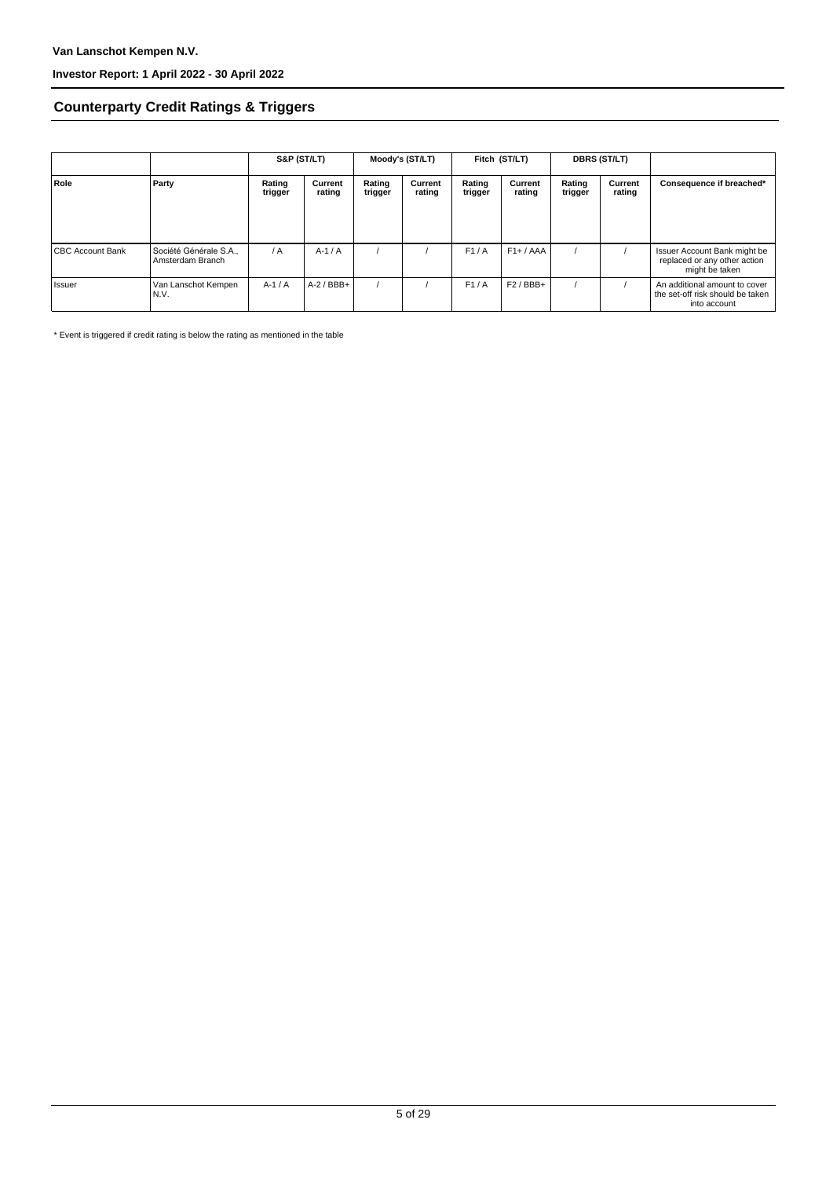## Counterparty Credit Ratings & Triggers

| | | S&P (ST/LT) | | Moody's (ST/LT) | | Fitch (ST/LT) | | DBRS (ST/LT) | | |
|---|---|---|---|---|---|---|---|---|---|---|
| **Role** | **Party** | **Rating trigger** | **Current rating** | **Rating trigger** | **Current rating** | **Rating trigger** | **Current rating** | **Rating trigger** | **Current rating** | **Consequence if breached*** |
| CBC Account Bank | Société Générale S.A., Amsterdam Branch | / A | A-1 / A | / | / | F1 / A | F1+ / AAA | / | / | Issuer Account Bank might be replaced or any other action might be taken |
| Issuer | Van Lanschot Kempen N.V. | A-1 / A | A-2 / BBB+ | / | / | F1 / A | F2 / BBB+ | / | / | An additional amount to cover the set-off risk should be taken into account |

* Event is triggered if credit rating is below the rating as mentioned in the table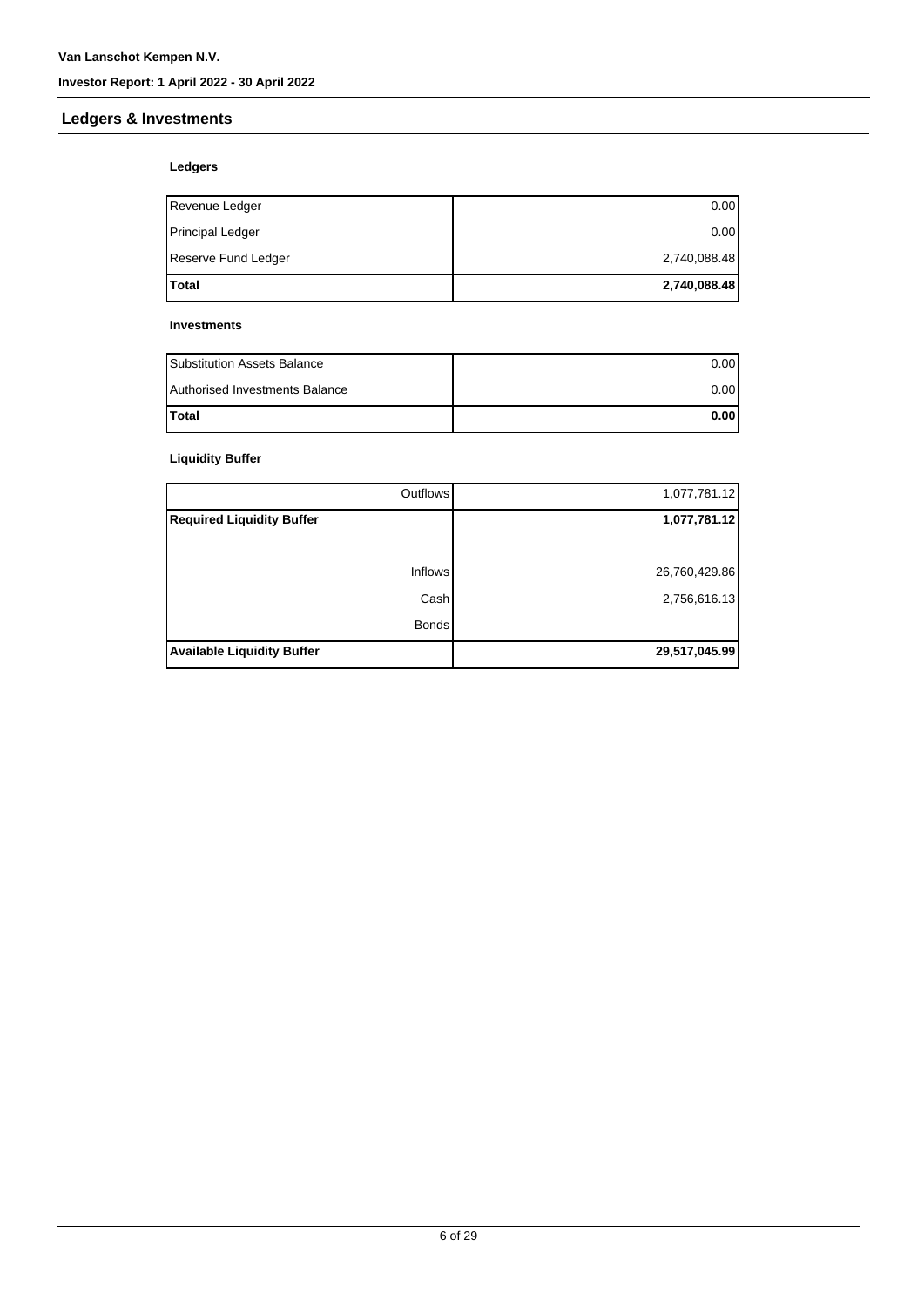## Ledgers & Investments

### Ledgers

| | |
|---|---:|
| Revenue Ledger | 0.00 |
| Principal Ledger | 0.00 |
| Reserve Fund Ledger | 2,740,088.48 |
| **Total** | **2,740,088.48** |

### Investments

| | |
|---|---:|
| Substitution Assets Balance | 0.00 |
| Authorised Investments Balance | 0.00 |
| **Total** | **0.00** |

### Liquidity Buffer

| | |
|---:|---:|
| Outflows | 1,077,781.12 |
| **Required Liquidity Buffer** | **1,077,781.12** |
| | |
| Inflows | 26,760,429.86 |
| Cash | 2,756,616.13 |
| Bonds | |
| **Available Liquidity Buffer** | **29,517,045.99** |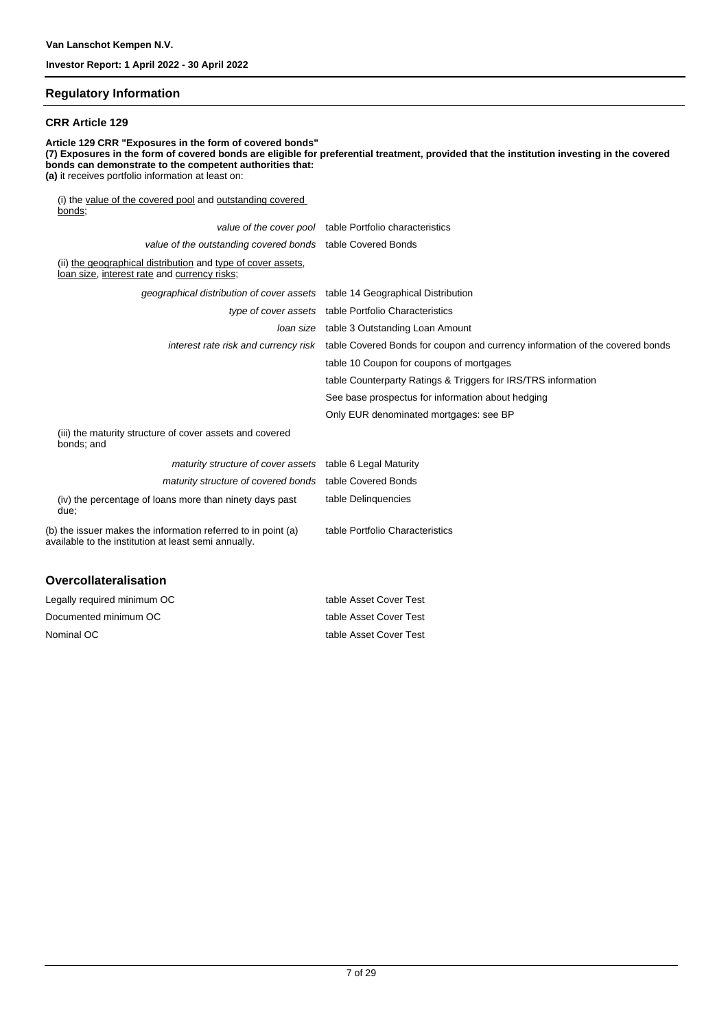## Regulatory Information

### CRR Article 129

**Article 129 CRR "Exposures in the form of covered bonds"**
**(7) Exposures in the form of covered bonds are eligible for preferential treatment, provided that the institution investing in the covered bonds can demonstrate to the competent authorities that:**
**(a)** it receives portfolio information at least on:

| | |
|---|---|
| (i) the value of the covered pool and outstanding covered bonds; | |
| *value of the cover pool* | table Portfolio characteristics |
| *value of the outstanding covered bonds* | table Covered Bonds |
| (ii) the geographical distribution and type of cover assets, loan size, interest rate and currency risks; | |
| *geographical distribution of cover assets* | table 14 Geographical Distribution |
| *type of cover assets* | table Portfolio Characteristics |
| *loan size* | table 3 Outstanding Loan Amount |
| *interest rate risk and currency risk* | table Covered Bonds for coupon and currency information of the covered bonds |
| | table 10 Coupon for coupons of mortgages |
| | table Counterparty Ratings & Triggers for IRS/TRS information |
| | See base prospectus for information about hedging |
| | Only EUR denominated mortgages: see BP |
| (iii) the maturity structure of cover assets and covered bonds; and | |
| *maturity structure of cover assets* | table 6 Legal Maturity |
| *maturity structure of covered bonds* | table Covered Bonds |
| (iv) the percentage of loans more than ninety days past due; | table Delinquencies |
| (b) the issuer makes the information referred to in point (a) available to the institution at least semi annually. | table Portfolio Characteristics |

### Overcollateralisation

| | |
|---|---|
| Legally required minimum OC | table Asset Cover Test |
| Documented minimum OC | table Asset Cover Test |
| Nominal OC | table Asset Cover Test |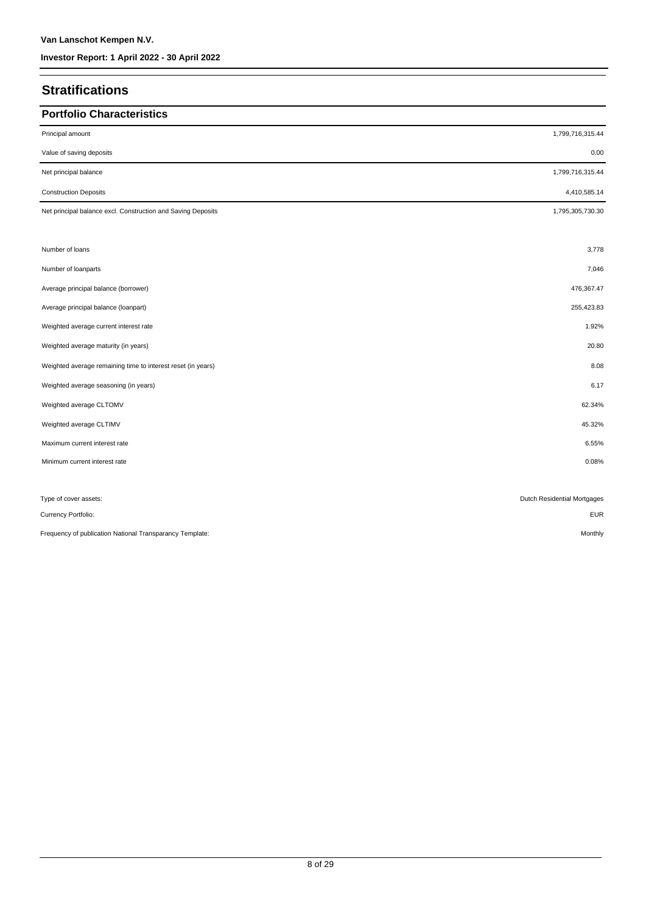# Stratifications

## Portfolio Characteristics

| | |
|---|---:|
| Principal amount | 1,799,716,315.44 |
| Value of saving deposits | 0.00 |
| Net principal balance | 1,799,716,315.44 |
| Construction Deposits | 4,410,585.14 |
| Net principal balance excl. Construction and Saving Deposits | 1,795,305,730.30 |

| | |
|---|---:|
| Number of loans | 3,778 |
| Number of loanparts | 7,046 |
| Average principal balance (borrower) | 476,367.47 |
| Average principal balance (loanpart) | 255,423.83 |
| Weighted average current interest rate | 1.92% |
| Weighted average maturity (in years) | 20.80 |
| Weighted average remaining time to interest reset (in years) | 8.08 |
| Weighted average seasoning (in years) | 6.17 |
| Weighted average CLTOMV | 62.34% |
| Weighted average CLTIMV | 45.32% |
| Maximum current interest rate | 6.55% |
| Minimum current interest rate | 0.08% |

| | |
|---|---:|
| Type of cover assets: | Dutch Residential Mortgages |
| Currency Portfolio: | EUR |
| Frequency of publication National Transparancy Template: | Monthly |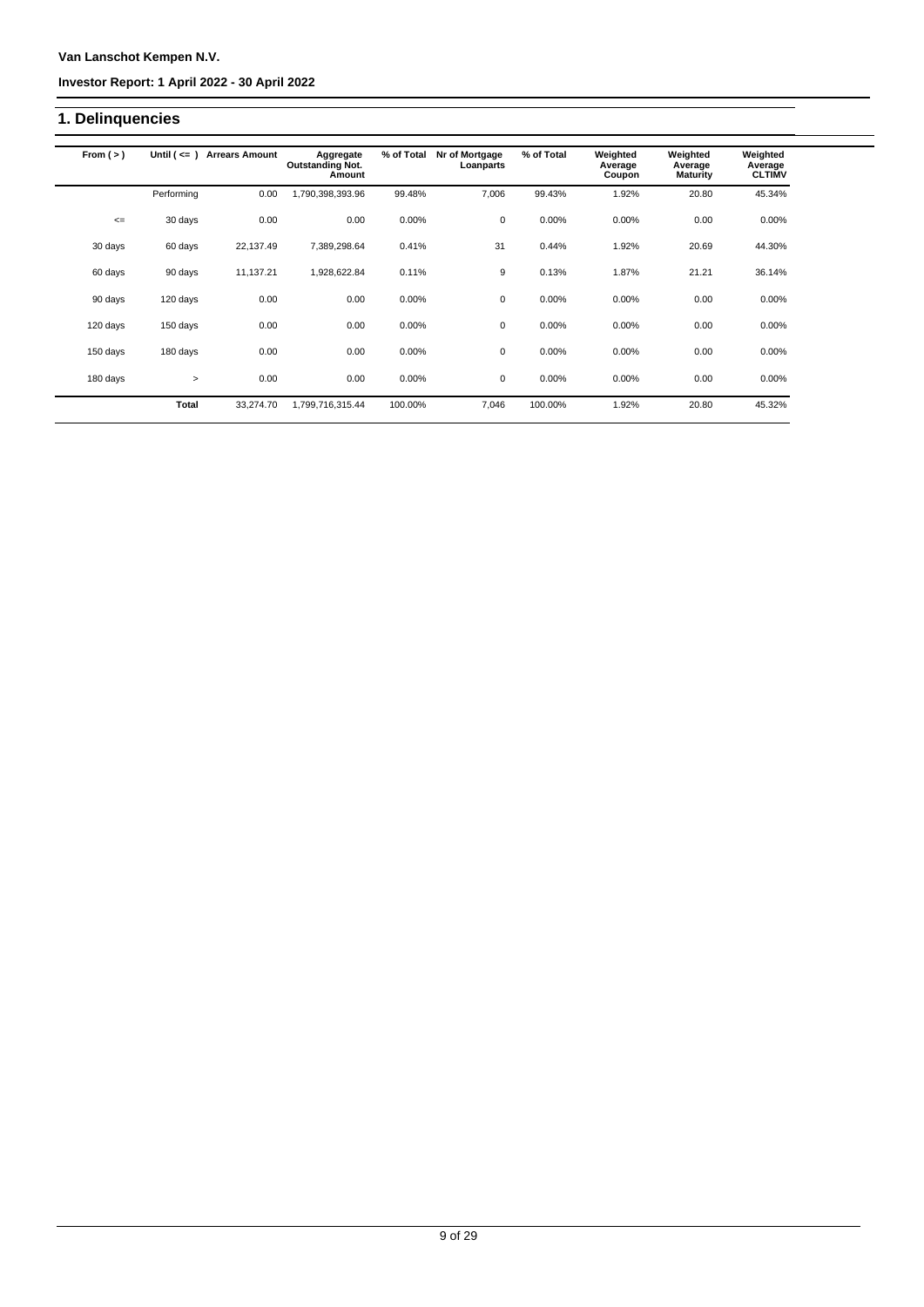Van Lanschot Kempen N.V.

Investor Report: 1 April 2022 - 30 April 2022

## 1. Delinquencies

| From ( > ) | Until ( <= ) | Arrears Amount | Aggregate Outstanding Not. Amount | % of Total | Nr of Mortgage Loanparts | % of Total | Weighted Average Coupon | Weighted Average Maturity | Weighted Average CLTIMV |
|---|---|---|---|---|---|---|---|---|---|
| | Performing | 0.00 | 1,790,398,393.96 | 99.48% | 7,006 | 99.43% | 1.92% | 20.80 | 45.34% |
| <= | 30 days | 0.00 | 0.00 | 0.00% | 0 | 0.00% | 0.00% | 0.00 | 0.00% |
| 30 days | 60 days | 22,137.49 | 7,389,298.64 | 0.41% | 31 | 0.44% | 1.92% | 20.69 | 44.30% |
| 60 days | 90 days | 11,137.21 | 1,928,622.84 | 0.11% | 9 | 0.13% | 1.87% | 21.21 | 36.14% |
| 90 days | 120 days | 0.00 | 0.00 | 0.00% | 0 | 0.00% | 0.00% | 0.00 | 0.00% |
| 120 days | 150 days | 0.00 | 0.00 | 0.00% | 0 | 0.00% | 0.00% | 0.00 | 0.00% |
| 150 days | 180 days | 0.00 | 0.00 | 0.00% | 0 | 0.00% | 0.00% | 0.00 | 0.00% |
| 180 days | > | 0.00 | 0.00 | 0.00% | 0 | 0.00% | 0.00% | 0.00 | 0.00% |
| | **Total** | 33,274.70 | 1,799,716,315.44 | 100.00% | 7,046 | 100.00% | 1.92% | 20.80 | 45.32% |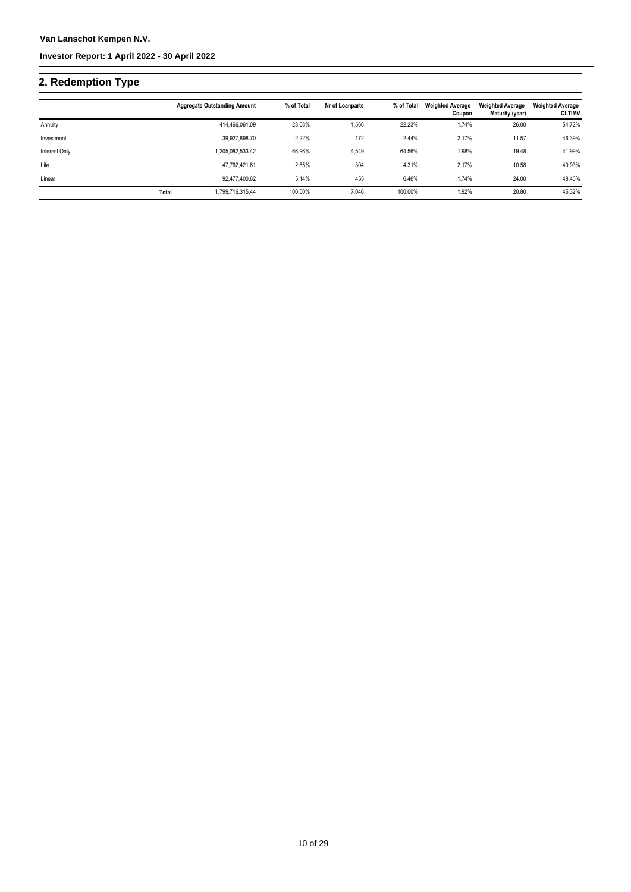## 2. Redemption Type

| | Aggregate Outstanding Amount | % of Total | Nr of Loanparts | % of Total | Weighted Average Coupon | Weighted Average Maturity (year) | Weighted Average CLTIMV |
|---|---|---|---|---|---|---|---|
| Annuity | 414,466,061.09 | 23.03% | 1,566 | 22.23% | 1.74% | 26.00 | 54.72% |
| Investment | 39,927,898.70 | 2.22% | 172 | 2.44% | 2.17% | 11.57 | 46.39% |
| Interest Only | 1,205,082,533.42 | 66.96% | 4,549 | 64.56% | 1.98% | 19.48 | 41.99% |
| Life | 47,762,421.61 | 2.65% | 304 | 4.31% | 2.17% | 10.58 | 40.93% |
| Linear | 92,477,400.62 | 5.14% | 455 | 6.46% | 1.74% | 24.00 | 48.40% |
| **Total** | 1,799,716,315.44 | 100.00% | 7,046 | 100.00% | 1.92% | 20.80 | 45.32% |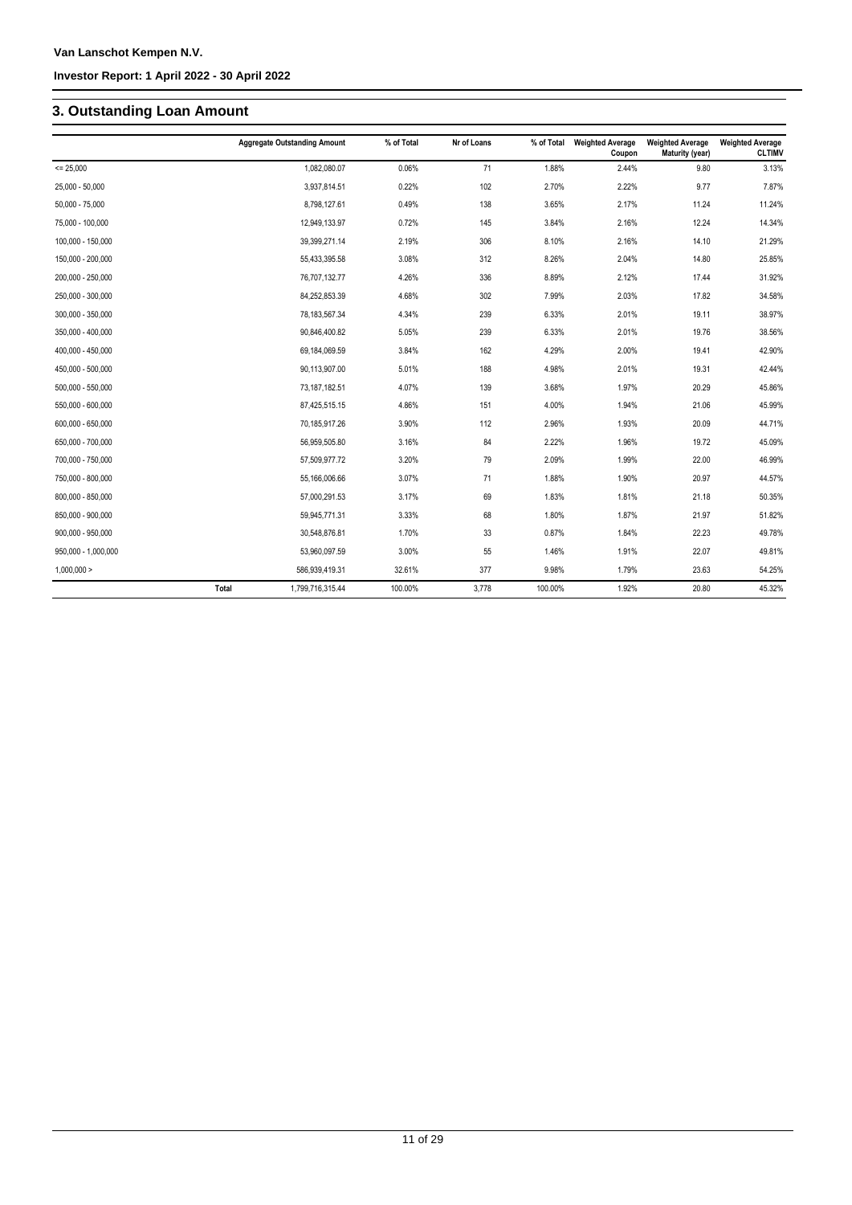Van Lanschot Kempen N.V.

Investor Report: 1 April 2022 - 30 April 2022

## 3. Outstanding Loan Amount

| | Aggregate Outstanding Amount | % of Total | Nr of Loans | % of Total | Weighted Average Coupon | Weighted Average Maturity (year) | Weighted Average CLTIMV |
|---|---|---|---|---|---|---|---|
| <= 25,000 | 1,082,080.07 | 0.06% | 71 | 1.88% | 2.44% | 9.80 | 3.13% |
| 25,000 - 50,000 | 3,937,814.51 | 0.22% | 102 | 2.70% | 2.22% | 9.77 | 7.87% |
| 50,000 - 75,000 | 8,798,127.61 | 0.49% | 138 | 3.65% | 2.17% | 11.24 | 11.24% |
| 75,000 - 100,000 | 12,949,133.97 | 0.72% | 145 | 3.84% | 2.16% | 12.24 | 14.34% |
| 100,000 - 150,000 | 39,399,271.14 | 2.19% | 306 | 8.10% | 2.16% | 14.10 | 21.29% |
| 150,000 - 200,000 | 55,433,395.58 | 3.08% | 312 | 8.26% | 2.04% | 14.80 | 25.85% |
| 200,000 - 250,000 | 76,707,132.77 | 4.26% | 336 | 8.89% | 2.12% | 17.44 | 31.92% |
| 250,000 - 300,000 | 84,252,853.39 | 4.68% | 302 | 7.99% | 2.03% | 17.82 | 34.58% |
| 300,000 - 350,000 | 78,183,567.34 | 4.34% | 239 | 6.33% | 2.01% | 19.11 | 38.97% |
| 350,000 - 400,000 | 90,846,400.82 | 5.05% | 239 | 6.33% | 2.01% | 19.76 | 38.56% |
| 400,000 - 450,000 | 69,184,069.59 | 3.84% | 162 | 4.29% | 2.00% | 19.41 | 42.90% |
| 450,000 - 500,000 | 90,113,907.00 | 5.01% | 188 | 4.98% | 2.01% | 19.31 | 42.44% |
| 500,000 - 550,000 | 73,187,182.51 | 4.07% | 139 | 3.68% | 1.97% | 20.29 | 45.86% |
| 550,000 - 600,000 | 87,425,515.15 | 4.86% | 151 | 4.00% | 1.94% | 21.06 | 45.99% |
| 600,000 - 650,000 | 70,185,917.26 | 3.90% | 112 | 2.96% | 1.93% | 20.09 | 44.71% |
| 650,000 - 700,000 | 56,959,505.80 | 3.16% | 84 | 2.22% | 1.96% | 19.72 | 45.09% |
| 700,000 - 750,000 | 57,509,977.72 | 3.20% | 79 | 2.09% | 1.99% | 22.00 | 46.99% |
| 750,000 - 800,000 | 55,166,006.66 | 3.07% | 71 | 1.88% | 1.90% | 20.97 | 44.57% |
| 800,000 - 850,000 | 57,000,291.53 | 3.17% | 69 | 1.83% | 1.81% | 21.18 | 50.35% |
| 850,000 - 900,000 | 59,945,771.31 | 3.33% | 68 | 1.80% | 1.87% | 21.97 | 51.82% |
| 900,000 - 950,000 | 30,548,876.81 | 1.70% | 33 | 0.87% | 1.84% | 22.23 | 49.78% |
| 950,000 - 1,000,000 | 53,960,097.59 | 3.00% | 55 | 1.46% | 1.91% | 22.07 | 49.81% |
| 1,000,000 > | 586,939,419.31 | 32.61% | 377 | 9.98% | 1.79% | 23.63 | 54.25% |
| Total | 1,799,716,315.44 | 100.00% | 3,778 | 100.00% | 1.92% | 20.80 | 45.32% |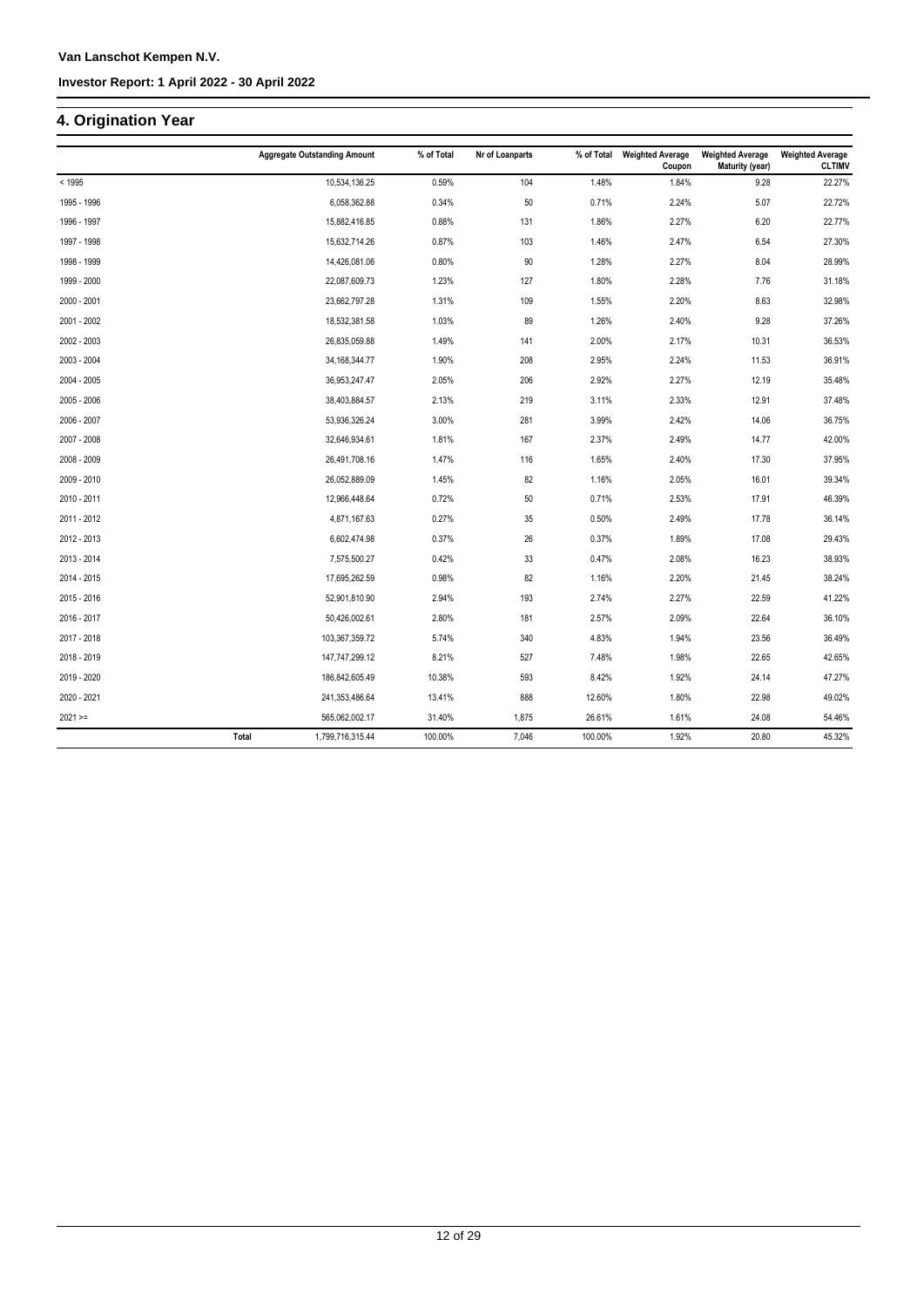Van Lanschot Kempen N.V.

Investor Report: 1 April 2022 - 30 April 2022

## 4. Origination Year

| | Aggregate Outstanding Amount | % of Total | Nr of Loanparts | % of Total | Weighted Average Coupon | Weighted Average Maturity (year) | Weighted Average CLTIMV |
|---|---|---|---|---|---|---|---|
| < 1995 | 10,534,136.25 | 0.59% | 104 | 1.48% | 1.84% | 9.28 | 22.27% |
| 1995 - 1996 | 6,058,362.88 | 0.34% | 50 | 0.71% | 2.24% | 5.07 | 22.72% |
| 1996 - 1997 | 15,882,416.85 | 0.88% | 131 | 1.86% | 2.27% | 6.20 | 22.77% |
| 1997 - 1998 | 15,632,714.26 | 0.87% | 103 | 1.46% | 2.47% | 6.54 | 27.30% |
| 1998 - 1999 | 14,426,081.06 | 0.80% | 90 | 1.28% | 2.27% | 8.04 | 28.99% |
| 1999 - 2000 | 22,087,609.73 | 1.23% | 127 | 1.80% | 2.28% | 7.76 | 31.18% |
| 2000 - 2001 | 23,662,797.28 | 1.31% | 109 | 1.55% | 2.20% | 8.63 | 32.98% |
| 2001 - 2002 | 18,532,381.58 | 1.03% | 89 | 1.26% | 2.40% | 9.28 | 37.26% |
| 2002 - 2003 | 26,835,059.88 | 1.49% | 141 | 2.00% | 2.17% | 10.31 | 36.53% |
| 2003 - 2004 | 34,168,344.77 | 1.90% | 208 | 2.95% | 2.24% | 11.53 | 36.91% |
| 2004 - 2005 | 36,953,247.47 | 2.05% | 206 | 2.92% | 2.27% | 12.19 | 35.48% |
| 2005 - 2006 | 38,403,884.57 | 2.13% | 219 | 3.11% | 2.33% | 12.91 | 37.48% |
| 2006 - 2007 | 53,936,326.24 | 3.00% | 281 | 3.99% | 2.42% | 14.06 | 36.75% |
| 2007 - 2008 | 32,646,934.61 | 1.81% | 167 | 2.37% | 2.49% | 14.77 | 42.00% |
| 2008 - 2009 | 26,491,708.16 | 1.47% | 116 | 1.65% | 2.40% | 17.30 | 37.95% |
| 2009 - 2010 | 26,052,889.09 | 1.45% | 82 | 1.16% | 2.05% | 16.01 | 39.34% |
| 2010 - 2011 | 12,966,448.64 | 0.72% | 50 | 0.71% | 2.53% | 17.91 | 46.39% |
| 2011 - 2012 | 4,871,167.63 | 0.27% | 35 | 0.50% | 2.49% | 17.78 | 36.14% |
| 2012 - 2013 | 6,602,474.98 | 0.37% | 26 | 0.37% | 1.89% | 17.08 | 29.43% |
| 2013 - 2014 | 7,575,500.27 | 0.42% | 33 | 0.47% | 2.08% | 16.23 | 38.93% |
| 2014 - 2015 | 17,695,262.59 | 0.98% | 82 | 1.16% | 2.20% | 21.45 | 38.24% |
| 2015 - 2016 | 52,901,810.90 | 2.94% | 193 | 2.74% | 2.27% | 22.59 | 41.22% |
| 2016 - 2017 | 50,426,002.61 | 2.80% | 181 | 2.57% | 2.09% | 22.64 | 36.10% |
| 2017 - 2018 | 103,367,359.72 | 5.74% | 340 | 4.83% | 1.94% | 23.56 | 36.49% |
| 2018 - 2019 | 147,747,299.12 | 8.21% | 527 | 7.48% | 1.98% | 22.65 | 42.65% |
| 2019 - 2020 | 186,842,605.49 | 10.38% | 593 | 8.42% | 1.92% | 24.14 | 47.27% |
| 2020 - 2021 | 241,353,486.64 | 13.41% | 888 | 12.60% | 1.80% | 22.98 | 49.02% |
| 2021 >= | 565,062,002.17 | 31.40% | 1,875 | 26.61% | 1.61% | 24.08 | 54.46% |
| Total | 1,799,716,315.44 | 100.00% | 7,046 | 100.00% | 1.92% | 20.80 | 45.32% |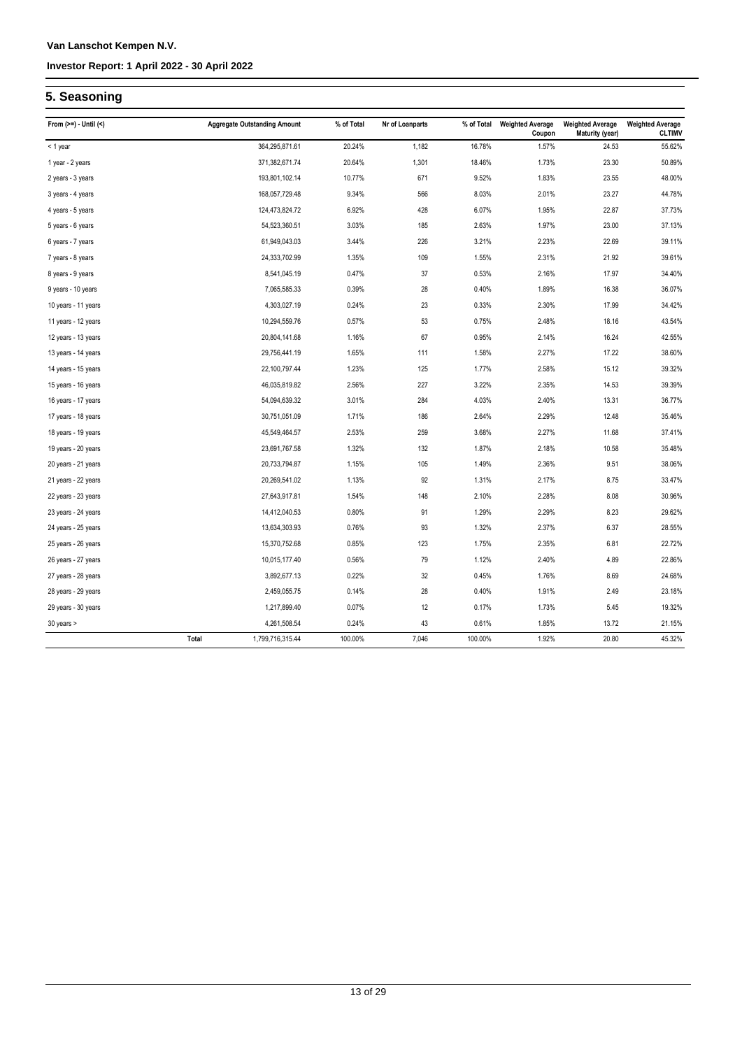## 5. Seasoning

| From (>=) - Until (<) | Aggregate Outstanding Amount | % of Total | Nr of Loanparts | % of Total | Weighted Average Coupon | Weighted Average Maturity (year) | Weighted Average CLTIMV |
|---|---|---|---|---|---|---|---|
| < 1 year | 364,295,871.61 | 20.24% | 1,182 | 16.78% | 1.57% | 24.53 | 55.62% |
| 1 year - 2 years | 371,382,671.74 | 20.64% | 1,301 | 18.46% | 1.73% | 23.30 | 50.89% |
| 2 years - 3 years | 193,801,102.14 | 10.77% | 671 | 9.52% | 1.83% | 23.55 | 48.00% |
| 3 years - 4 years | 168,057,729.48 | 9.34% | 566 | 8.03% | 2.01% | 23.27 | 44.78% |
| 4 years - 5 years | 124,473,824.72 | 6.92% | 428 | 6.07% | 1.95% | 22.87 | 37.73% |
| 5 years - 6 years | 54,523,360.51 | 3.03% | 185 | 2.63% | 1.97% | 23.00 | 37.13% |
| 6 years - 7 years | 61,949,043.03 | 3.44% | 226 | 3.21% | 2.23% | 22.69 | 39.11% |
| 7 years - 8 years | 24,333,702.99 | 1.35% | 109 | 1.55% | 2.31% | 21.92 | 39.61% |
| 8 years - 9 years | 8,541,045.19 | 0.47% | 37 | 0.53% | 2.16% | 17.97 | 34.40% |
| 9 years - 10 years | 7,065,585.33 | 0.39% | 28 | 0.40% | 1.89% | 16.38 | 36.07% |
| 10 years - 11 years | 4,303,027.19 | 0.24% | 23 | 0.33% | 2.30% | 17.99 | 34.42% |
| 11 years - 12 years | 10,294,559.76 | 0.57% | 53 | 0.75% | 2.48% | 18.16 | 43.54% |
| 12 years - 13 years | 20,804,141.68 | 1.16% | 67 | 0.95% | 2.14% | 16.24 | 42.55% |
| 13 years - 14 years | 29,756,441.19 | 1.65% | 111 | 1.58% | 2.27% | 17.22 | 38.60% |
| 14 years - 15 years | 22,100,797.44 | 1.23% | 125 | 1.77% | 2.58% | 15.12 | 39.32% |
| 15 years - 16 years | 46,035,819.82 | 2.56% | 227 | 3.22% | 2.35% | 14.53 | 39.39% |
| 16 years - 17 years | 54,094,639.32 | 3.01% | 284 | 4.03% | 2.40% | 13.31 | 36.77% |
| 17 years - 18 years | 30,751,051.09 | 1.71% | 186 | 2.64% | 2.29% | 12.48 | 35.46% |
| 18 years - 19 years | 45,549,464.57 | 2.53% | 259 | 3.68% | 2.27% | 11.68 | 37.41% |
| 19 years - 20 years | 23,691,767.58 | 1.32% | 132 | 1.87% | 2.18% | 10.58 | 35.48% |
| 20 years - 21 years | 20,733,794.87 | 1.15% | 105 | 1.49% | 2.36% | 9.51 | 38.06% |
| 21 years - 22 years | 20,269,541.02 | 1.13% | 92 | 1.31% | 2.17% | 8.75 | 33.47% |
| 22 years - 23 years | 27,643,917.81 | 1.54% | 148 | 2.10% | 2.28% | 8.08 | 30.96% |
| 23 years - 24 years | 14,412,040.53 | 0.80% | 91 | 1.29% | 2.29% | 8.23 | 29.62% |
| 24 years - 25 years | 13,634,303.93 | 0.76% | 93 | 1.32% | 2.37% | 6.37 | 28.55% |
| 25 years - 26 years | 15,370,752.68 | 0.85% | 123 | 1.75% | 2.35% | 6.81 | 22.72% |
| 26 years - 27 years | 10,015,177.40 | 0.56% | 79 | 1.12% | 2.40% | 4.89 | 22.86% |
| 27 years - 28 years | 3,892,677.13 | 0.22% | 32 | 0.45% | 1.76% | 8.69 | 24.68% |
| 28 years - 29 years | 2,459,055.75 | 0.14% | 28 | 0.40% | 1.91% | 2.49 | 23.18% |
| 29 years - 30 years | 1,217,899.40 | 0.07% | 12 | 0.17% | 1.73% | 5.45 | 19.32% |
| 30 years > | 4,261,508.54 | 0.24% | 43 | 0.61% | 1.85% | 13.72 | 21.15% |
| Total | 1,799,716,315.44 | 100.00% | 7,046 | 100.00% | 1.92% | 20.80 | 45.32% |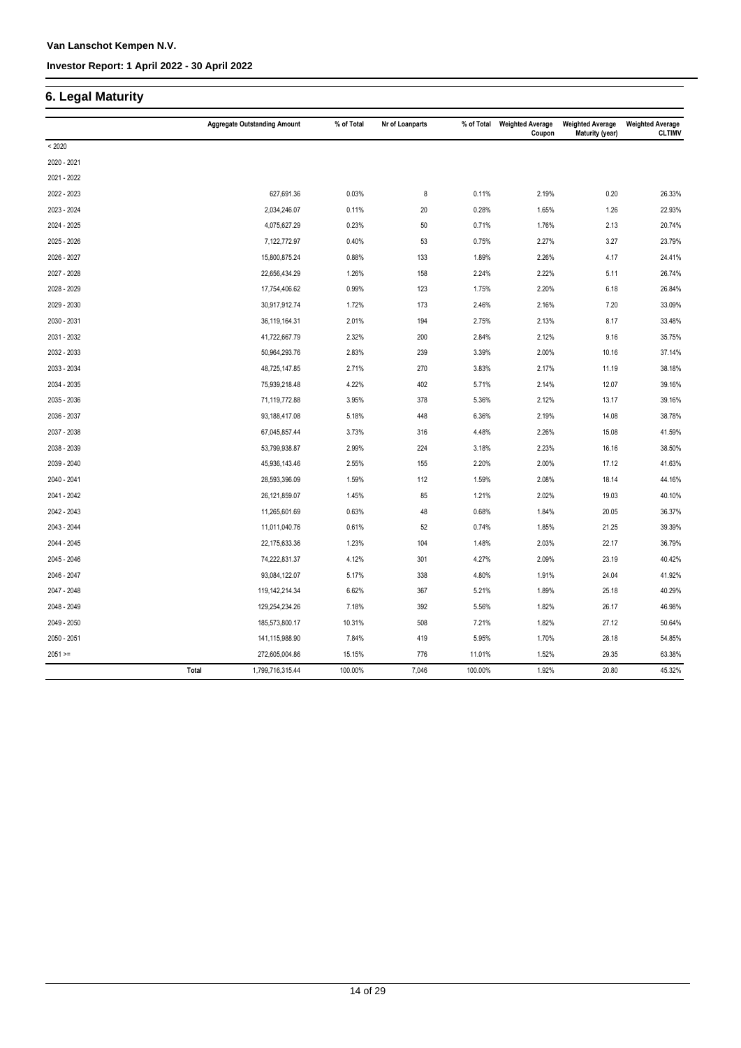## 6. Legal Maturity

| | Aggregate Outstanding Amount | % of Total | Nr of Loanparts | % of Total | Weighted Average Coupon | Weighted Average Maturity (year) | Weighted Average CLTIMV |
|---|---|---|---|---|---|---|---|
| < 2020 | | | | | | | |
| 2020 - 2021 | | | | | | | |
| 2021 - 2022 | | | | | | | |
| 2022 - 2023 | 627,691.36 | 0.03% | 8 | 0.11% | 2.19% | 0.20 | 26.33% |
| 2023 - 2024 | 2,034,246.07 | 0.11% | 20 | 0.28% | 1.65% | 1.26 | 22.93% |
| 2024 - 2025 | 4,075,627.29 | 0.23% | 50 | 0.71% | 1.76% | 2.13 | 20.74% |
| 2025 - 2026 | 7,122,772.97 | 0.40% | 53 | 0.75% | 2.27% | 3.27 | 23.79% |
| 2026 - 2027 | 15,800,875.24 | 0.88% | 133 | 1.89% | 2.26% | 4.17 | 24.41% |
| 2027 - 2028 | 22,656,434.29 | 1.26% | 158 | 2.24% | 2.22% | 5.11 | 26.74% |
| 2028 - 2029 | 17,754,406.62 | 0.99% | 123 | 1.75% | 2.20% | 6.18 | 26.84% |
| 2029 - 2030 | 30,917,912.74 | 1.72% | 173 | 2.46% | 2.16% | 7.20 | 33.09% |
| 2030 - 2031 | 36,119,164.31 | 2.01% | 194 | 2.75% | 2.13% | 8.17 | 33.48% |
| 2031 - 2032 | 41,722,667.79 | 2.32% | 200 | 2.84% | 2.12% | 9.16 | 35.75% |
| 2032 - 2033 | 50,964,293.76 | 2.83% | 239 | 3.39% | 2.00% | 10.16 | 37.14% |
| 2033 - 2034 | 48,725,147.85 | 2.71% | 270 | 3.83% | 2.17% | 11.19 | 38.18% |
| 2034 - 2035 | 75,939,218.48 | 4.22% | 402 | 5.71% | 2.14% | 12.07 | 39.16% |
| 2035 - 2036 | 71,119,772.88 | 3.95% | 378 | 5.36% | 2.12% | 13.17 | 39.16% |
| 2036 - 2037 | 93,188,417.08 | 5.18% | 448 | 6.36% | 2.19% | 14.08 | 38.78% |
| 2037 - 2038 | 67,045,857.44 | 3.73% | 316 | 4.48% | 2.26% | 15.08 | 41.59% |
| 2038 - 2039 | 53,799,938.87 | 2.99% | 224 | 3.18% | 2.23% | 16.16 | 38.50% |
| 2039 - 2040 | 45,936,143.46 | 2.55% | 155 | 2.20% | 2.00% | 17.12 | 41.63% |
| 2040 - 2041 | 28,593,396.09 | 1.59% | 112 | 1.59% | 2.08% | 18.14 | 44.16% |
| 2041 - 2042 | 26,121,859.07 | 1.45% | 85 | 1.21% | 2.02% | 19.03 | 40.10% |
| 2042 - 2043 | 11,265,601.69 | 0.63% | 48 | 0.68% | 1.84% | 20.05 | 36.37% |
| 2043 - 2044 | 11,011,040.76 | 0.61% | 52 | 0.74% | 1.85% | 21.25 | 39.39% |
| 2044 - 2045 | 22,175,633.36 | 1.23% | 104 | 1.48% | 2.03% | 22.17 | 36.79% |
| 2045 - 2046 | 74,222,831.37 | 4.12% | 301 | 4.27% | 2.09% | 23.19 | 40.42% |
| 2046 - 2047 | 93,084,122.07 | 5.17% | 338 | 4.80% | 1.91% | 24.04 | 41.92% |
| 2047 - 2048 | 119,142,214.34 | 6.62% | 367 | 5.21% | 1.89% | 25.18 | 40.29% |
| 2048 - 2049 | 129,254,234.26 | 7.18% | 392 | 5.56% | 1.82% | 26.17 | 46.98% |
| 2049 - 2050 | 185,573,800.17 | 10.31% | 508 | 7.21% | 1.82% | 27.12 | 50.64% |
| 2050 - 2051 | 141,115,988.90 | 7.84% | 419 | 5.95% | 1.70% | 28.18 | 54.85% |
| 2051 >= | 272,605,004.86 | 15.15% | 776 | 11.01% | 1.52% | 29.35 | 63.38% |
| **Total** | 1,799,716,315.44 | 100.00% | 7,046 | 100.00% | 1.92% | 20.80 | 45.32% |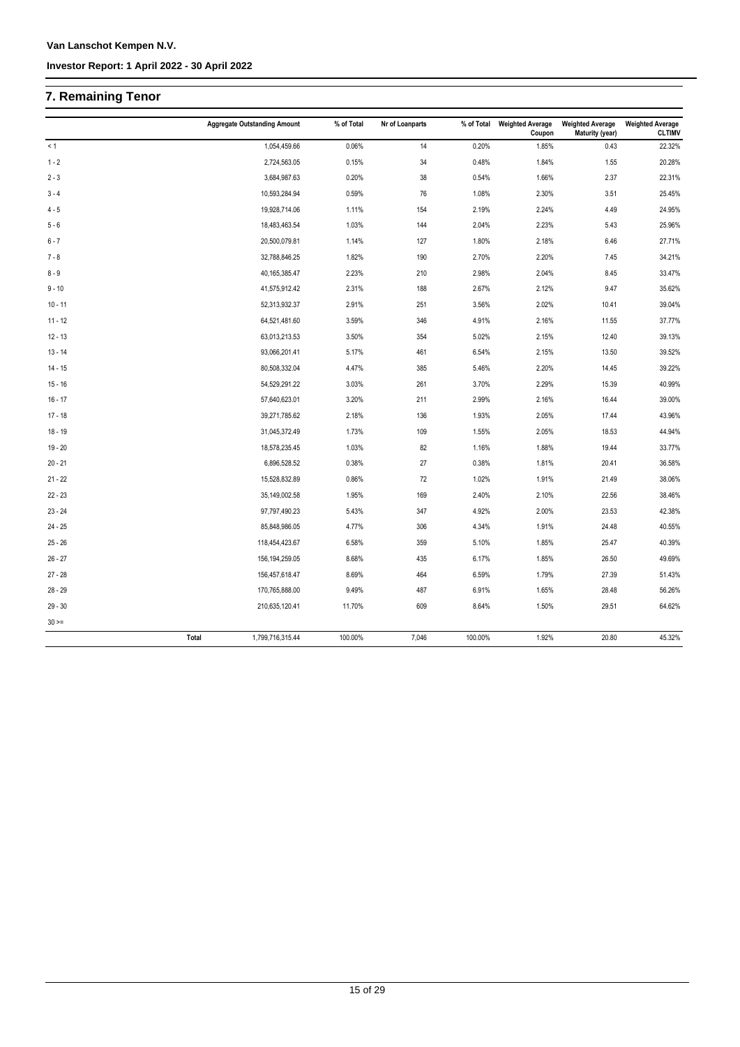## 7. Remaining Tenor

| | Aggregate Outstanding Amount | % of Total | Nr of Loanparts | % of Total | Weighted Average Coupon | Weighted Average Maturity (year) | Weighted Average CLTIMV |
|---|---|---|---|---|---|---|---|
| < 1 | 1,054,459.66 | 0.06% | 14 | 0.20% | 1.85% | 0.43 | 22.32% |
| 1 - 2 | 2,724,563.05 | 0.15% | 34 | 0.48% | 1.84% | 1.55 | 20.28% |
| 2 - 3 | 3,684,987.63 | 0.20% | 38 | 0.54% | 1.66% | 2.37 | 22.31% |
| 3 - 4 | 10,593,284.94 | 0.59% | 76 | 1.08% | 2.30% | 3.51 | 25.45% |
| 4 - 5 | 19,928,714.06 | 1.11% | 154 | 2.19% | 2.24% | 4.49 | 24.95% |
| 5 - 6 | 18,483,463.54 | 1.03% | 144 | 2.04% | 2.23% | 5.43 | 25.96% |
| 6 - 7 | 20,500,079.81 | 1.14% | 127 | 1.80% | 2.18% | 6.46 | 27.71% |
| 7 - 8 | 32,788,846.25 | 1.82% | 190 | 2.70% | 2.20% | 7.45 | 34.21% |
| 8 - 9 | 40,165,385.47 | 2.23% | 210 | 2.98% | 2.04% | 8.45 | 33.47% |
| 9 - 10 | 41,575,912.42 | 2.31% | 188 | 2.67% | 2.12% | 9.47 | 35.62% |
| 10 - 11 | 52,313,932.37 | 2.91% | 251 | 3.56% | 2.02% | 10.41 | 39.04% |
| 11 - 12 | 64,521,481.60 | 3.59% | 346 | 4.91% | 2.16% | 11.55 | 37.77% |
| 12 - 13 | 63,013,213.53 | 3.50% | 354 | 5.02% | 2.15% | 12.40 | 39.13% |
| 13 - 14 | 93,066,201.41 | 5.17% | 461 | 6.54% | 2.15% | 13.50 | 39.52% |
| 14 - 15 | 80,508,332.04 | 4.47% | 385 | 5.46% | 2.20% | 14.45 | 39.22% |
| 15 - 16 | 54,529,291.22 | 3.03% | 261 | 3.70% | 2.29% | 15.39 | 40.99% |
| 16 - 17 | 57,640,623.01 | 3.20% | 211 | 2.99% | 2.16% | 16.44 | 39.00% |
| 17 - 18 | 39,271,785.62 | 2.18% | 136 | 1.93% | 2.05% | 17.44 | 43.96% |
| 18 - 19 | 31,045,372.49 | 1.73% | 109 | 1.55% | 2.05% | 18.53 | 44.94% |
| 19 - 20 | 18,578,235.45 | 1.03% | 82 | 1.16% | 1.88% | 19.44 | 33.77% |
| 20 - 21 | 6,896,528.52 | 0.38% | 27 | 0.38% | 1.81% | 20.41 | 36.58% |
| 21 - 22 | 15,528,832.89 | 0.86% | 72 | 1.02% | 1.91% | 21.49 | 38.06% |
| 22 - 23 | 35,149,002.58 | 1.95% | 169 | 2.40% | 2.10% | 22.56 | 38.46% |
| 23 - 24 | 97,797,490.23 | 5.43% | 347 | 4.92% | 2.00% | 23.53 | 42.38% |
| 24 - 25 | 85,848,986.05 | 4.77% | 306 | 4.34% | 1.91% | 24.48 | 40.55% |
| 25 - 26 | 118,454,423.67 | 6.58% | 359 | 5.10% | 1.85% | 25.47 | 40.39% |
| 26 - 27 | 156,194,259.05 | 8.68% | 435 | 6.17% | 1.85% | 26.50 | 49.69% |
| 27 - 28 | 156,457,618.47 | 8.69% | 464 | 6.59% | 1.79% | 27.39 | 51.43% |
| 28 - 29 | 170,765,888.00 | 9.49% | 487 | 6.91% | 1.65% | 28.48 | 56.26% |
| 29 - 30 | 210,635,120.41 | 11.70% | 609 | 8.64% | 1.50% | 29.51 | 64.62% |
| 30 >= | | | | | | | |
| Total | 1,799,716,315.44 | 100.00% | 7,046 | 100.00% | 1.92% | 20.80 | 45.32% |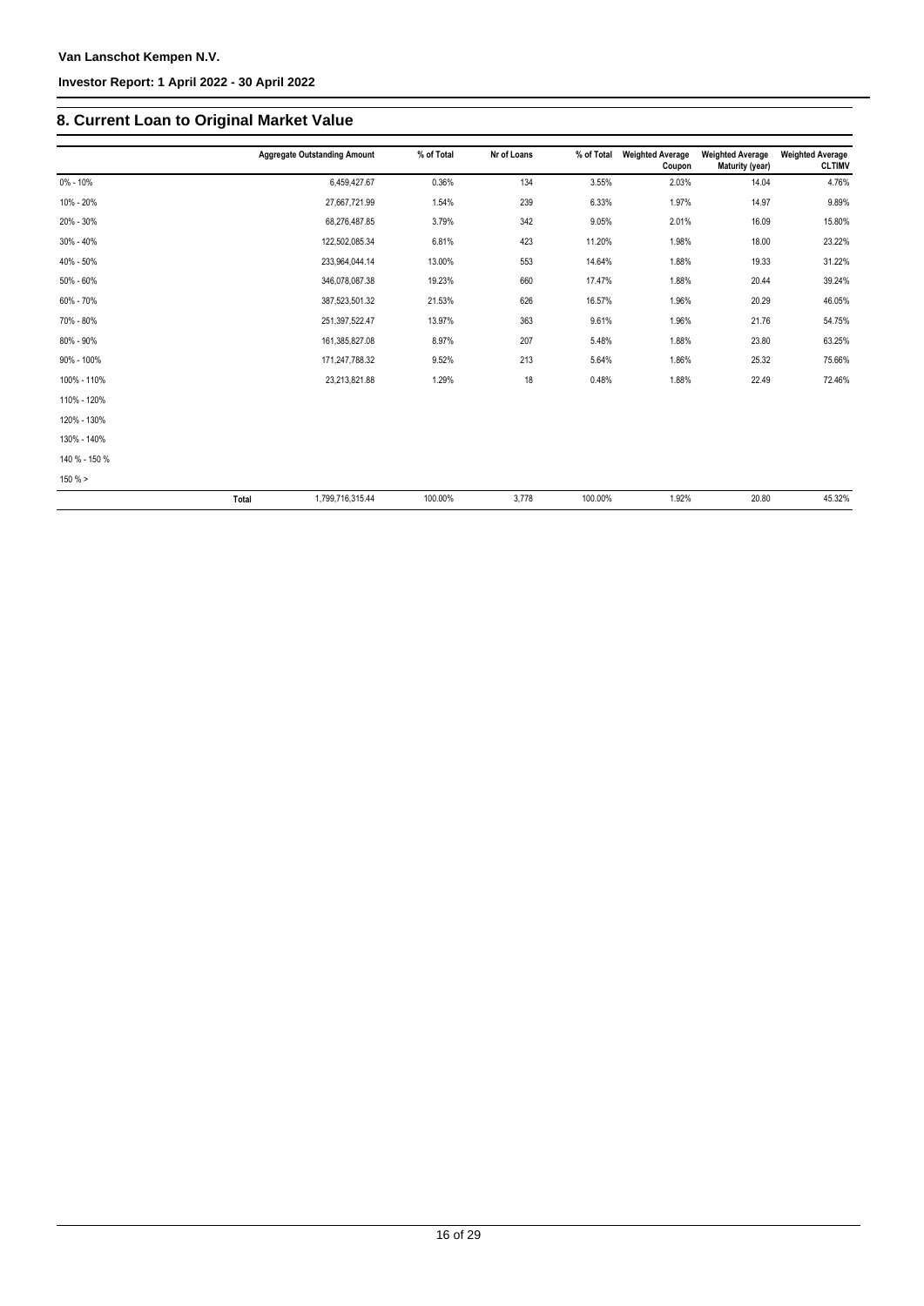Van Lanschot Kempen N.V.

Investor Report: 1 April 2022 - 30 April 2022

## 8. Current Loan to Original Market Value

| | Aggregate Outstanding Amount | % of Total | Nr of Loans | % of Total | Weighted Average Coupon | Weighted Average Maturity (year) | Weighted Average CLTIMV |
|---|---|---|---|---|---|---|---|
| 0% - 10% | 6,459,427.67 | 0.36% | 134 | 3.55% | 2.03% | 14.04 | 4.76% |
| 10% - 20% | 27,667,721.99 | 1.54% | 239 | 6.33% | 1.97% | 14.97 | 9.89% |
| 20% - 30% | 68,276,487.85 | 3.79% | 342 | 9.05% | 2.01% | 16.09 | 15.80% |
| 30% - 40% | 122,502,085.34 | 6.81% | 423 | 11.20% | 1.98% | 18.00 | 23.22% |
| 40% - 50% | 233,964,044.14 | 13.00% | 553 | 14.64% | 1.88% | 19.33 | 31.22% |
| 50% - 60% | 346,078,087.38 | 19.23% | 660 | 17.47% | 1.88% | 20.44 | 39.24% |
| 60% - 70% | 387,523,501.32 | 21.53% | 626 | 16.57% | 1.96% | 20.29 | 46.05% |
| 70% - 80% | 251,397,522.47 | 13.97% | 363 | 9.61% | 1.96% | 21.76 | 54.75% |
| 80% - 90% | 161,385,827.08 | 8.97% | 207 | 5.48% | 1.88% | 23.80 | 63.25% |
| 90% - 100% | 171,247,788.32 | 9.52% | 213 | 5.64% | 1.86% | 25.32 | 75.66% |
| 100% - 110% | 23,213,821.88 | 1.29% | 18 | 0.48% | 1.88% | 22.49 | 72.46% |
| 110% - 120% | | | | | | | |
| 120% - 130% | | | | | | | |
| 130% - 140% | | | | | | | |
| 140 % - 150 % | | | | | | | |
| 150 % > | | | | | | | |
| Total | 1,799,716,315.44 | 100.00% | 3,778 | 100.00% | 1.92% | 20.80 | 45.32% |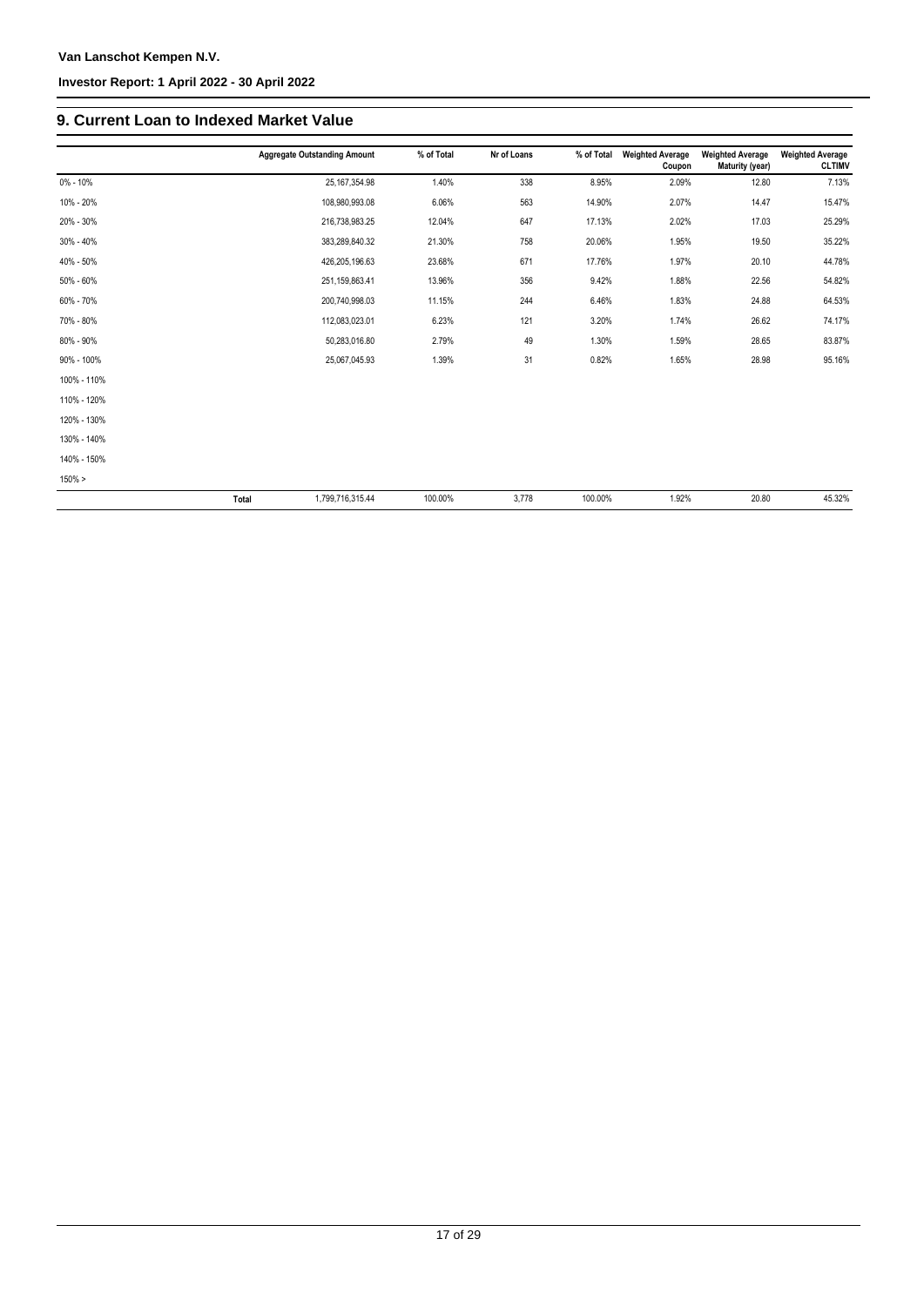## 9. Current Loan to Indexed Market Value

| | Aggregate Outstanding Amount | % of Total | Nr of Loans | % of Total | Weighted Average Coupon | Weighted Average Maturity (year) | Weighted Average CLTIMV |
|---|---|---|---|---|---|---|---|
| 0% - 10% | 25,167,354.98 | 1.40% | 338 | 8.95% | 2.09% | 12.80 | 7.13% |
| 10% - 20% | 108,980,993.08 | 6.06% | 563 | 14.90% | 2.07% | 14.47 | 15.47% |
| 20% - 30% | 216,738,983.25 | 12.04% | 647 | 17.13% | 2.02% | 17.03 | 25.29% |
| 30% - 40% | 383,289,840.32 | 21.30% | 758 | 20.06% | 1.95% | 19.50 | 35.22% |
| 40% - 50% | 426,205,196.63 | 23.68% | 671 | 17.76% | 1.97% | 20.10 | 44.78% |
| 50% - 60% | 251,159,863.41 | 13.96% | 356 | 9.42% | 1.88% | 22.56 | 54.82% |
| 60% - 70% | 200,740,998.03 | 11.15% | 244 | 6.46% | 1.83% | 24.88 | 64.53% |
| 70% - 80% | 112,083,023.01 | 6.23% | 121 | 3.20% | 1.74% | 26.62 | 74.17% |
| 80% - 90% | 50,283,016.80 | 2.79% | 49 | 1.30% | 1.59% | 28.65 | 83.87% |
| 90% - 100% | 25,067,045.93 | 1.39% | 31 | 0.82% | 1.65% | 28.98 | 95.16% |
| 100% - 110% | | | | | | | |
| 110% - 120% | | | | | | | |
| 120% - 130% | | | | | | | |
| 130% - 140% | | | | | | | |
| 140% - 150% | | | | | | | |
| 150% > | | | | | | | |
| Total | 1,799,716,315.44 | 100.00% | 3,778 | 100.00% | 1.92% | 20.80 | 45.32% |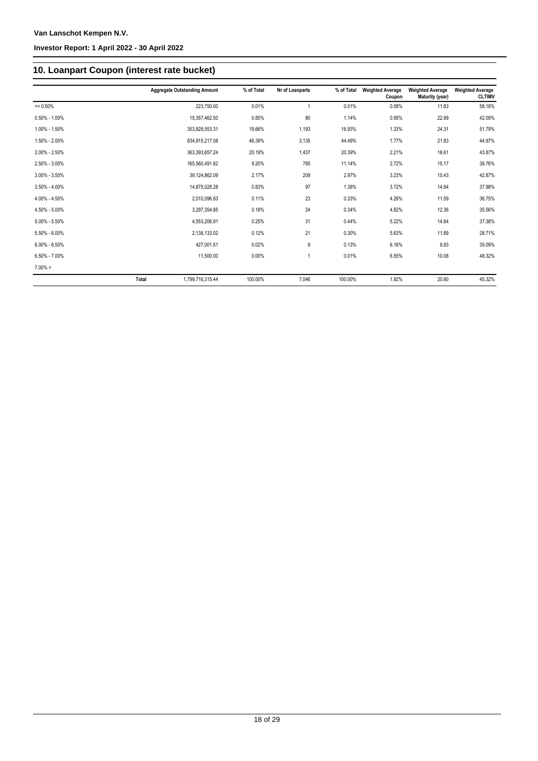## 10. Loanpart Coupon (interest rate bucket)

| | Aggregate Outstanding Amount | % of Total | Nr of Loanparts | % of Total | Weighted Average Coupon | Weighted Average Maturity (year) | Weighted Average CLTIMV |
|---|---|---|---|---|---|---|---|
| <= 0.50% | 223,750.00 | 0.01% | 1 | 0.01% | 0.08% | 11.83 | 58.18% |
| 0.50% - 1.00% | 15,357,462.50 | 0.85% | 80 | 1.14% | 0.95% | 22.99 | 42.09% |
| 1.00% - 1.50% | 353,828,553.31 | 19.66% | 1,193 | 16.93% | 1.33% | 24.31 | 51.79% |
| 1.50% - 2.00% | 834,915,217.08 | 46.39% | 3,135 | 44.49% | 1.77% | 21.83 | 44.97% |
| 2.00% - 2.50% | 363,393,657.24 | 20.19% | 1,437 | 20.39% | 2.21% | 18.61 | 43.87% |
| 2.50% - 3.00% | 165,560,491.82 | 9.20% | 785 | 11.14% | 2.72% | 15.17 | 38.76% |
| 3.00% - 3.50% | 39,124,862.09 | 2.17% | 209 | 2.97% | 3.23% | 15.43 | 42.87% |
| 3.50% - 4.00% | 14,875,028.28 | 0.83% | 97 | 1.38% | 3.72% | 14.84 | 37.98% |
| 4.00% - 4.50% | 2,010,096.83 | 0.11% | 23 | 0.33% | 4.26% | 11.59 | 36.75% |
| 4.50% - 5.00% | 3,297,354.85 | 0.18% | 24 | 0.34% | 4.82% | 12.36 | 35.56% |
| 5.00% - 5.50% | 4,553,206.91 | 0.25% | 31 | 0.44% | 5.22% | 14.64 | 37.38% |
| 5.50% - 6.00% | 2,138,133.02 | 0.12% | 21 | 0.30% | 5.63% | 11.89 | 28.71% |
| 6.00% - 6.50% | 427,001.51 | 0.02% | 9 | 0.13% | 6.16% | 9.93 | 35.09% |
| 6.50% - 7.00% | 11,500.00 | 0.00% | 1 | 0.01% | 6.55% | 10.08 | 48.32% |
| 7.00% > | | | | | | | |
| Total | 1,799,716,315.44 | 100.00% | 7,046 | 100.00% | 1.92% | 20.80 | 45.32% |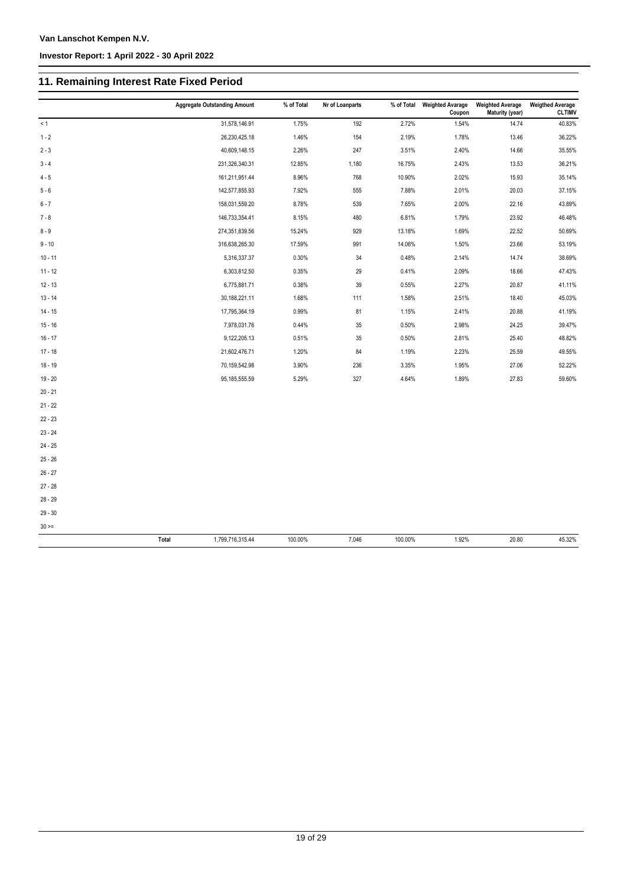## 11. Remaining Interest Rate Fixed Period

| | Aggregate Outstanding Amount | % of Total | Nr of Loanparts | % of Total | Weighted Avarage Coupon | Weighted Average Maturity (year) | Weigthed Average CLTIMV |
|---|---|---|---|---|---|---|---|
| < 1 | 31,578,146.91 | 1.75% | 192 | 2.72% | 1.54% | 14.74 | 40.83% |
| 1 - 2 | 26,230,425.18 | 1.46% | 154 | 2.19% | 1.78% | 13.46 | 36.22% |
| 2 - 3 | 40,609,148.15 | 2.26% | 247 | 3.51% | 2.40% | 14.66 | 35.55% |
| 3 - 4 | 231,326,340.31 | 12.85% | 1,180 | 16.75% | 2.43% | 13.53 | 36.21% |
| 4 - 5 | 161,211,951.44 | 8.96% | 768 | 10.90% | 2.02% | 15.93 | 35.14% |
| 5 - 6 | 142,577,855.93 | 7.92% | 555 | 7.88% | 2.01% | 20.03 | 37.15% |
| 6 - 7 | 158,031,559.20 | 8.78% | 539 | 7.65% | 2.00% | 22.16 | 43.89% |
| 7 - 8 | 146,733,354.41 | 8.15% | 480 | 6.81% | 1.79% | 23.92 | 46.48% |
| 8 - 9 | 274,351,839.56 | 15.24% | 929 | 13.18% | 1.69% | 22.52 | 50.69% |
| 9 - 10 | 316,638,265.30 | 17.59% | 991 | 14.06% | 1.50% | 23.66 | 53.19% |
| 10 - 11 | 5,316,337.37 | 0.30% | 34 | 0.48% | 2.14% | 14.74 | 38.69% |
| 11 - 12 | 6,303,812.50 | 0.35% | 29 | 0.41% | 2.09% | 18.66 | 47.43% |
| 12 - 13 | 6,775,881.71 | 0.38% | 39 | 0.55% | 2.27% | 20.87 | 41.11% |
| 13 - 14 | 30,188,221.11 | 1.68% | 111 | 1.58% | 2.51% | 18.40 | 45.03% |
| 14 - 15 | 17,795,364.19 | 0.99% | 81 | 1.15% | 2.41% | 20.88 | 41.19% |
| 15 - 16 | 7,978,031.76 | 0.44% | 35 | 0.50% | 2.98% | 24.25 | 39.47% |
| 16 - 17 | 9,122,205.13 | 0.51% | 35 | 0.50% | 2.81% | 25.40 | 48.82% |
| 17 - 18 | 21,602,476.71 | 1.20% | 84 | 1.19% | 2.23% | 25.59 | 49.55% |
| 18 - 19 | 70,159,542.98 | 3.90% | 236 | 3.35% | 1.95% | 27.06 | 52.22% |
| 19 - 20 | 95,185,555.59 | 5.29% | 327 | 4.64% | 1.89% | 27.83 | 59.60% |
| 20 - 21 | | | | | | | |
| 21 - 22 | | | | | | | |
| 22 - 23 | | | | | | | |
| 23 - 24 | | | | | | | |
| 24 - 25 | | | | | | | |
| 25 - 26 | | | | | | | |
| 26 - 27 | | | | | | | |
| 27 - 28 | | | | | | | |
| 28 - 29 | | | | | | | |
| 29 - 30 | | | | | | | |
| 30 >= | | | | | | | |
| Total | 1,799,716,315.44 | 100.00% | 7,046 | 100.00% | 1.92% | 20.80 | 45.32% |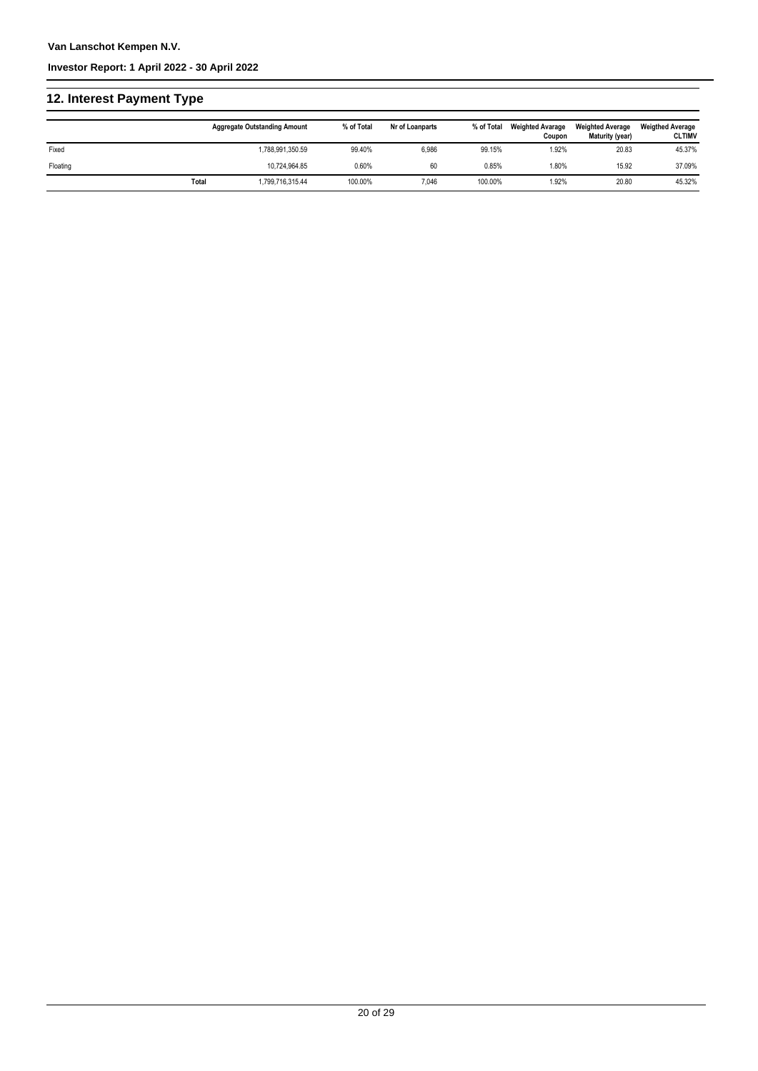## 12. Interest Payment Type

| | Aggregate Outstanding Amount | % of Total | Nr of Loanparts | % of Total | Weighted Avarage Coupon | Weighted Average Maturity (year) | Weigthed Average CLTIMV |
|---|---|---|---|---|---|---|---|
| Fixed | 1,788,991,350.59 | 99.40% | 6,986 | 99.15% | 1.92% | 20.83 | 45.37% |
| Floating | 10,724,964.85 | 0.60% | 60 | 0.85% | 1.80% | 15.92 | 37.09% |
| **Total** | 1,799,716,315.44 | 100.00% | 7,046 | 100.00% | 1.92% | 20.80 | 45.32% |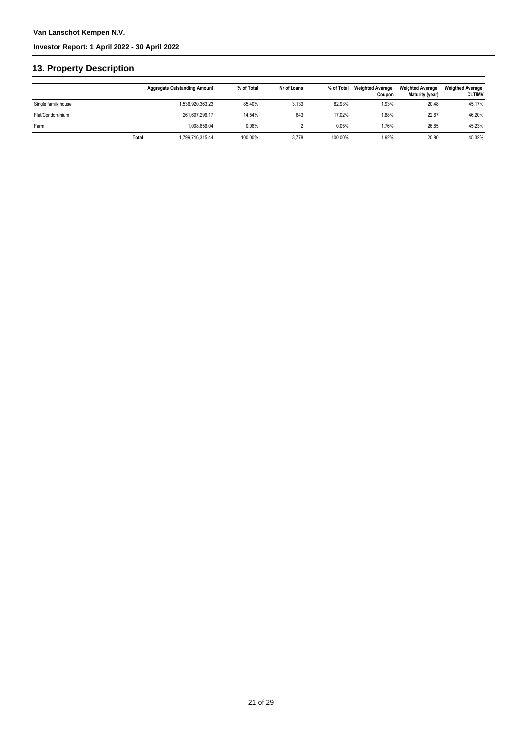## 13. Property Description

| | Aggregate Outstanding Amount | % of Total | Nr of Loans | % of Total | Weighted Avarage Coupon | Weighted Average Maturity (year) | Weigthed Average CLTIMV |
|---|---|---|---|---|---|---|---|
| Single family house | 1,536,920,363.23 | 85.40% | 3,133 | 82.93% | 1.93% | 20.48 | 45.17% |
| Flat/Condominium | 261,697,296.17 | 14.54% | 643 | 17.02% | 1.88% | 22.67 | 46.20% |
| Farm | 1,098,656.04 | 0.06% | 2 | 0.05% | 1.76% | 26.85 | 45.23% |
| **Total** | 1,799,716,315.44 | 100.00% | 3,778 | 100.00% | 1.92% | 20.80 | 45.32% |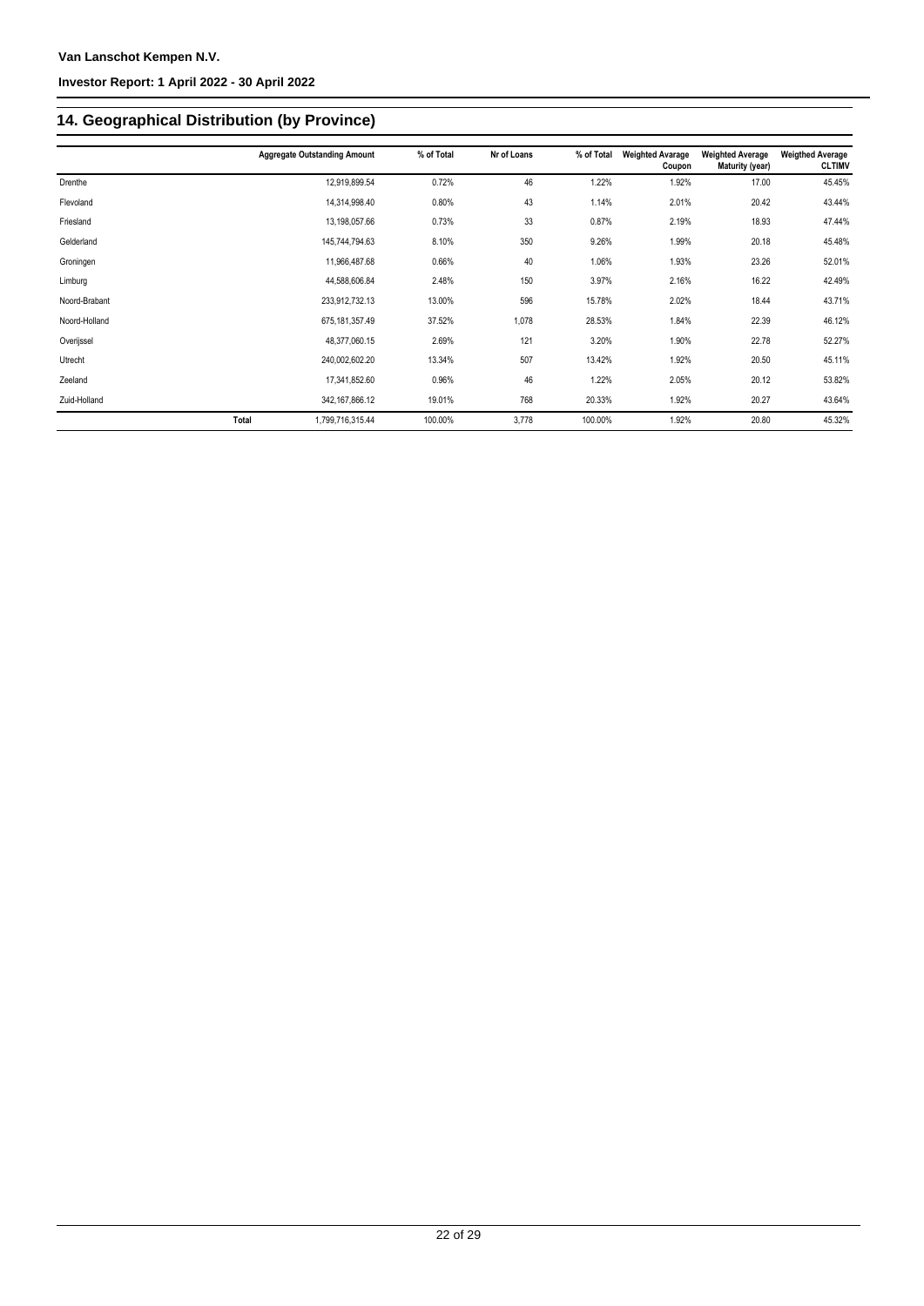## 14. Geographical Distribution (by Province)

| | Aggregate Outstanding Amount | % of Total | Nr of Loans | % of Total | Weighted Avarage Coupon | Weighted Average Maturity (year) | Weigthed Average CLTIMV |
|---|---|---|---|---|---|---|---|
| Drenthe | 12,919,899.54 | 0.72% | 46 | 1.22% | 1.92% | 17.00 | 45.45% |
| Flevoland | 14,314,998.40 | 0.80% | 43 | 1.14% | 2.01% | 20.42 | 43.44% |
| Friesland | 13,198,057.66 | 0.73% | 33 | 0.87% | 2.19% | 18.93 | 47.44% |
| Gelderland | 145,744,794.63 | 8.10% | 350 | 9.26% | 1.99% | 20.18 | 45.48% |
| Groningen | 11,966,487.68 | 0.66% | 40 | 1.06% | 1.93% | 23.26 | 52.01% |
| Limburg | 44,588,606.84 | 2.48% | 150 | 3.97% | 2.16% | 16.22 | 42.49% |
| Noord-Brabant | 233,912,732.13 | 13.00% | 596 | 15.78% | 2.02% | 18.44 | 43.71% |
| Noord-Holland | 675,181,357.49 | 37.52% | 1,078 | 28.53% | 1.84% | 22.39 | 46.12% |
| Overijssel | 48,377,060.15 | 2.69% | 121 | 3.20% | 1.90% | 22.78 | 52.27% |
| Utrecht | 240,002,602.20 | 13.34% | 507 | 13.42% | 1.92% | 20.50 | 45.11% |
| Zeeland | 17,341,852.60 | 0.96% | 46 | 1.22% | 2.05% | 20.12 | 53.82% |
| Zuid-Holland | 342,167,866.12 | 19.01% | 768 | 20.33% | 1.92% | 20.27 | 43.64% |
| Total | 1,799,716,315.44 | 100.00% | 3,778 | 100.00% | 1.92% | 20.80 | 45.32% |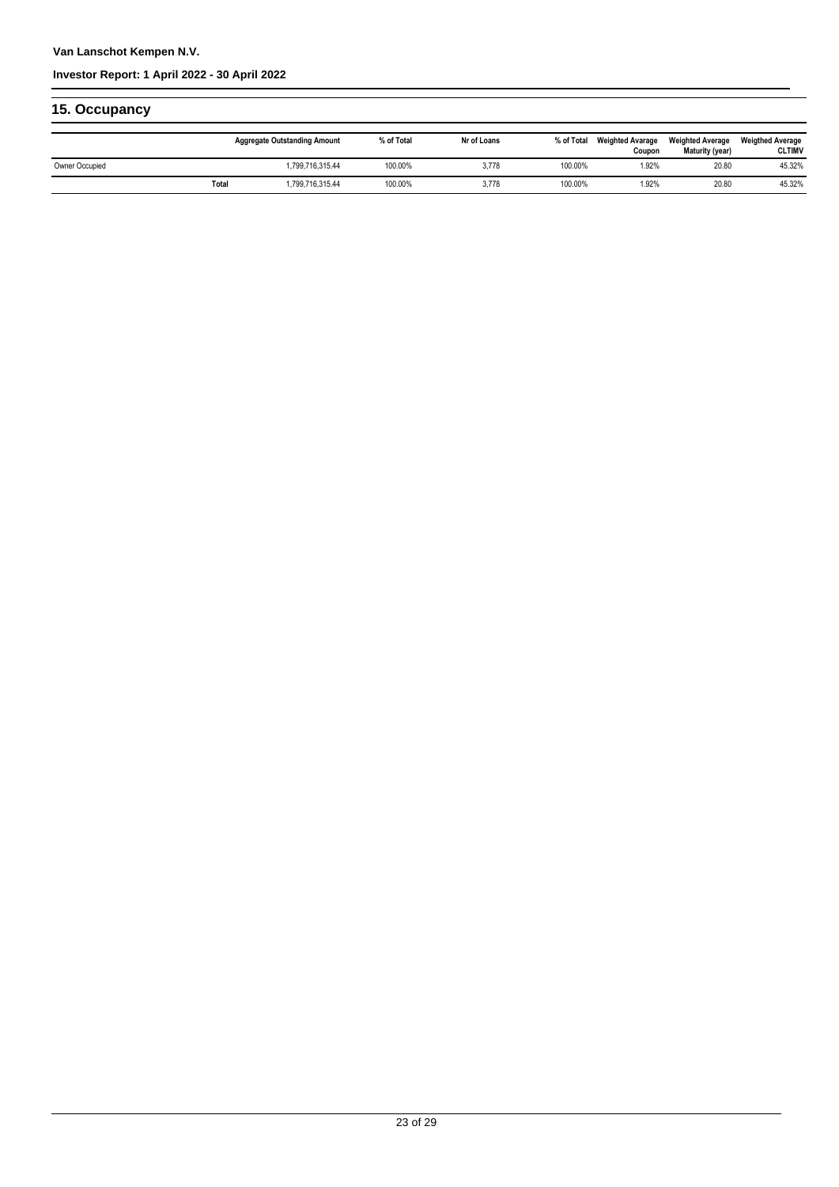## 15. Occupancy

| | Aggregate Outstanding Amount | % of Total | Nr of Loans | % of Total | Weighted Avarage Coupon | Weighted Average Maturity (year) | Weigthed Average CLTIMV |
|---|---|---|---|---|---|---|---|
| Owner Occupied | 1,799,716,315.44 | 100.00% | 3,778 | 100.00% | 1.92% | 20.80 | 45.32% |
| Total | 1,799,716,315.44 | 100.00% | 3,778 | 100.00% | 1.92% | 20.80 | 45.32% |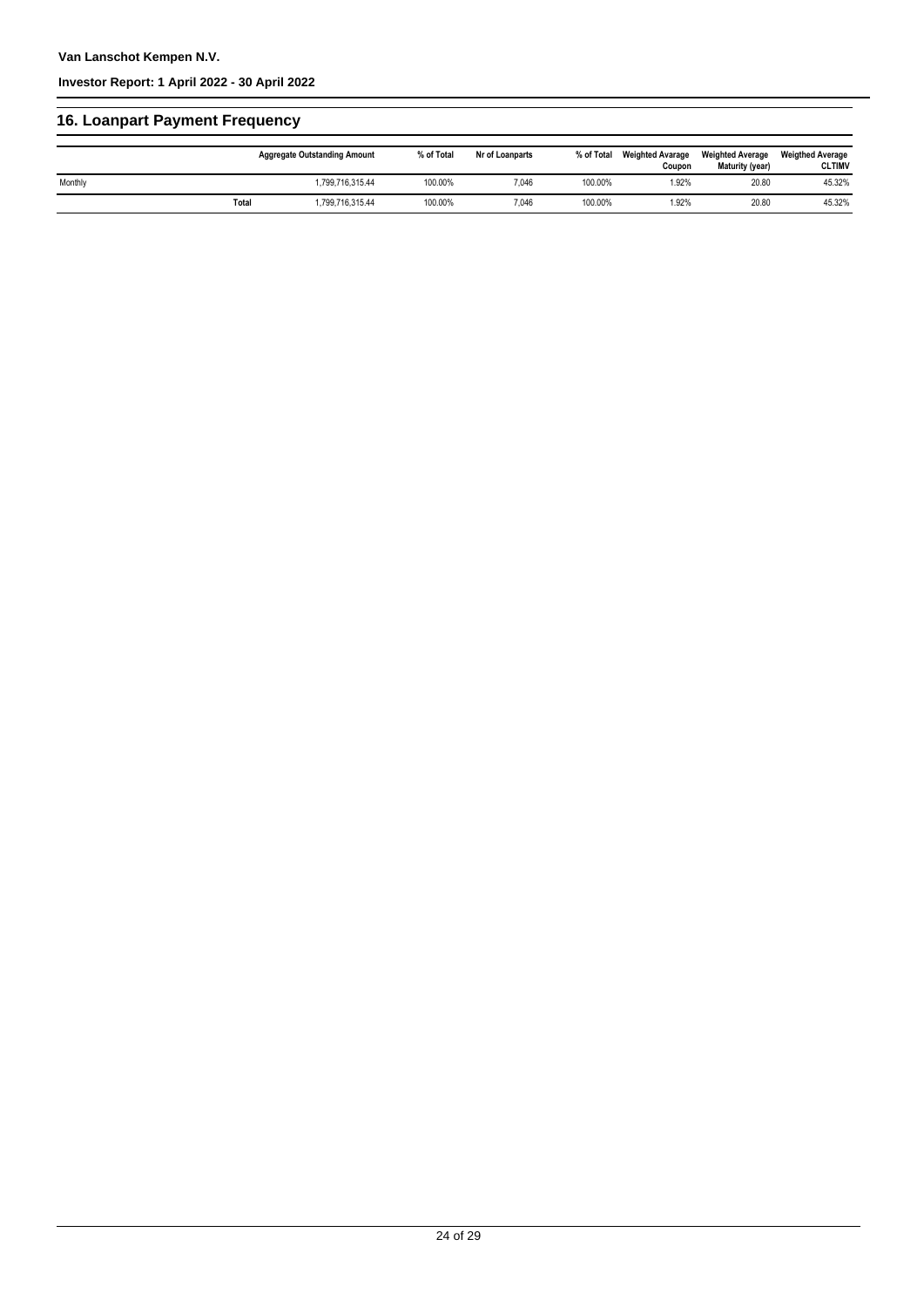## 16. Loanpart Payment Frequency

| | Aggregate Outstanding Amount | % of Total | Nr of Loanparts | % of Total | Weighted Avarage Coupon | Weighted Average Maturity (year) | Weigthed Average CLTIMV |
|---|---|---|---|---|---|---|---|
| Monthly | 1,799,716,315.44 | 100.00% | 7,046 | 100.00% | 1.92% | 20.80 | 45.32% |
| **Total** | 1,799,716,315.44 | 100.00% | 7,046 | 100.00% | 1.92% | 20.80 | 45.32% |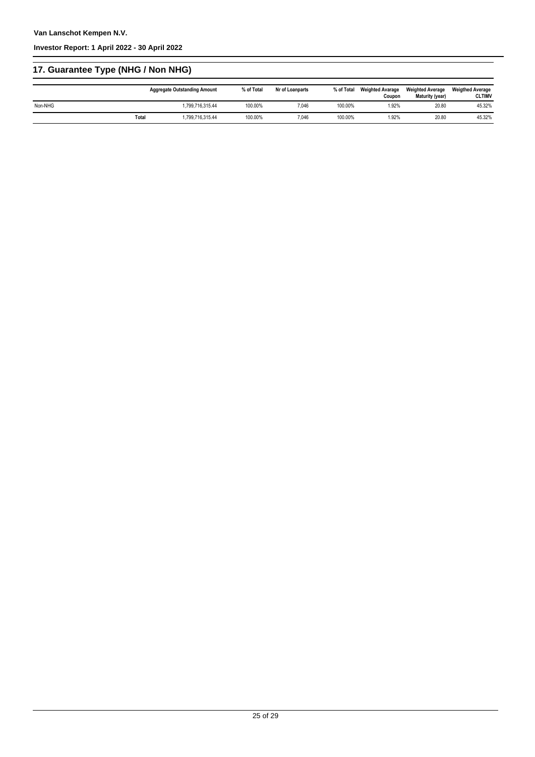## 17. Guarantee Type (NHG / Non NHG)

| | Aggregate Outstanding Amount | % of Total | Nr of Loanparts | % of Total | Weighted Avarage Coupon | Weighted Average Maturity (year) | Weigthed Average CLTIMV |
|---|---|---|---|---|---|---|---|
| Non-NHG | 1,799,716,315.44 | 100.00% | 7,046 | 100.00% | 1.92% | 20.80 | 45.32% |
| Total | 1,799,716,315.44 | 100.00% | 7,046 | 100.00% | 1.92% | 20.80 | 45.32% |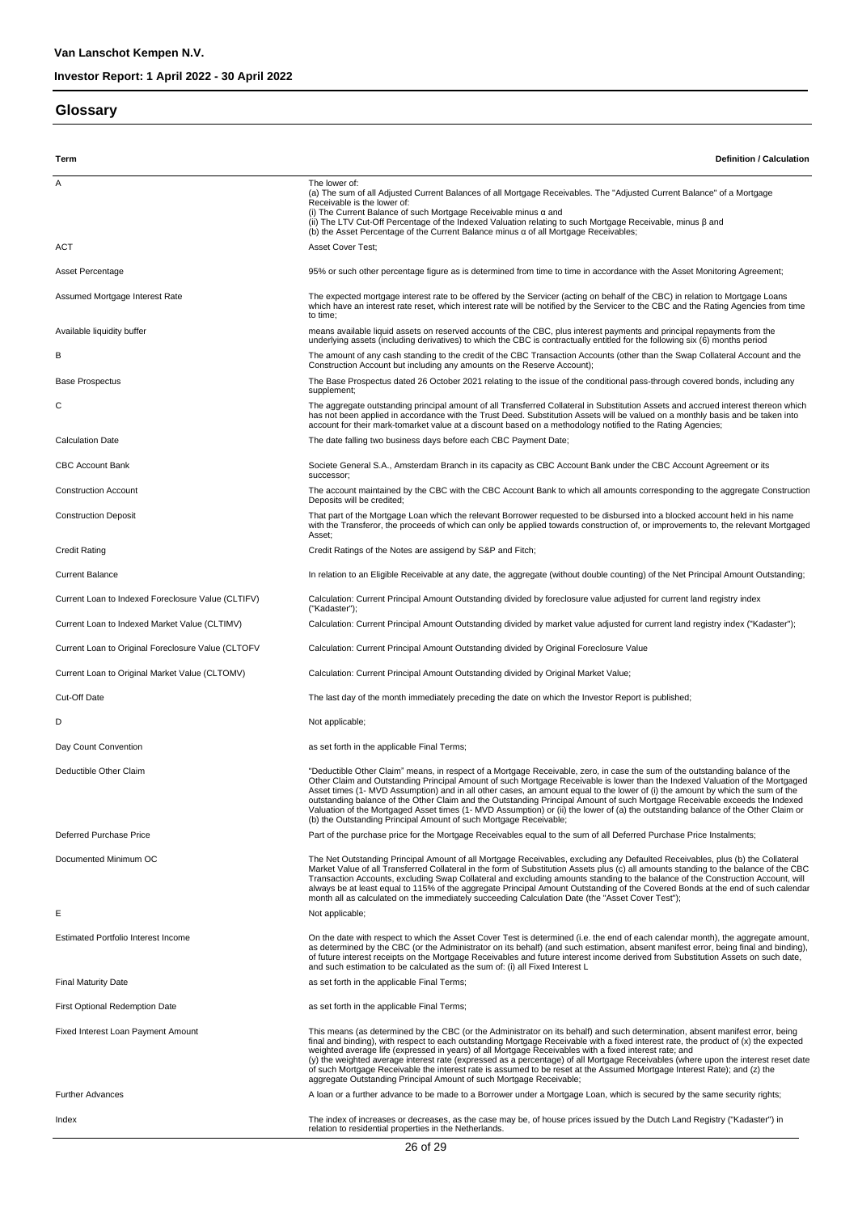**Van Lanschot Kempen N.V.**

**Investor Report: 1 April 2022 - 30 April 2022**

## Glossary

| Term | Definition / Calculation |
|---|---|
| A | The lower of:<br>(a) The sum of all Adjusted Current Balances of all Mortgage Receivables. The "Adjusted Current Balance" of a Mortgage Receivable is the lower of:<br>(i) The Current Balance of such Mortgage Receivable minus α and<br>(ii) The LTV Cut-Off Percentage of the Indexed Valuation relating to such Mortgage Receivable, minus β and<br>(b) the Asset Percentage of the Current Balance minus α of all Mortgage Receivables; |
| ACT | Asset Cover Test; |
| Asset Percentage | 95% or such other percentage figure as is determined from time to time in accordance with the Asset Monitoring Agreement; |
| Assumed Mortgage Interest Rate | The expected mortgage interest rate to be offered by the Servicer (acting on behalf of the CBC) in relation to Mortgage Loans which have an interest rate reset, which interest rate will be notified by the Servicer to the CBC and the Rating Agencies from time to time; |
| Available liquidity buffer | means available liquid assets on reserved accounts of the CBC, plus interest payments and principal repayments from the underlying assets (including derivatives) to which the CBC is contractually entitled for the following six (6) months period |
| B | The amount of any cash standing to the credit of the CBC Transaction Accounts (other than the Swap Collateral Account and the Construction Account but including any amounts on the Reserve Account); |
| Base Prospectus | The Base Prospectus dated 26 October 2021 relating to the issue of the conditional pass-through covered bonds, including any supplement; |
| C | The aggregate outstanding principal amount of all Transferred Collateral in Substitution Assets and accrued interest thereon which has not been applied in accordance with the Trust Deed. Substitution Assets will be valued on a monthly basis and be taken into account for their mark-tomarket value at a discount based on a methodology notified to the Rating Agencies; |
| Calculation Date | The date falling two business days before each CBC Payment Date; |
| CBC Account Bank | Societe General S.A., Amsterdam Branch in its capacity as CBC Account Bank under the CBC Account Agreement or its successor; |
| Construction Account | The account maintained by the CBC with the CBC Account Bank to which all amounts corresponding to the aggregate Construction Deposits will be credited; |
| Construction Deposit | That part of the Mortgage Loan which the relevant Borrower requested to be disbursed into a blocked account held in his name with the Transferor, the proceeds of which can only be applied towards construction of, or improvements to, the relevant Mortgaged Asset; |
| Credit Rating | Credit Ratings of the Notes are assigend by S&P and Fitch; |
| Current Balance | In relation to an Eligible Receivable at any date, the aggregate (without double counting) of the Net Principal Amount Outstanding; |
| Current Loan to Indexed Foreclosure Value (CLTIFV) | Calculation: Current Principal Amount Outstanding divided by foreclosure value adjusted for current land registry index ("Kadaster"); |
| Current Loan to Indexed Market Value (CLTIMV) | Calculation: Current Principal Amount Outstanding divided by market value adjusted for current land registry index ("Kadaster"); |
| Current Loan to Original Foreclosure Value (CLTOFV | Calculation: Current Principal Amount Outstanding divided by Original Foreclosure Value |
| Current Loan to Original Market Value (CLTOMV) | Calculation: Current Principal Amount Outstanding divided by Original Market Value; |
| Cut-Off Date | The last day of the month immediately preceding the date on which the Investor Report is published; |
| D | Not applicable; |
| Day Count Convention | as set forth in the applicable Final Terms; |
| Deductible Other Claim | "Deductible Other Claim" means, in respect of a Mortgage Receivable, zero, in case the sum of the outstanding balance of the Other Claim and Outstanding Principal Amount of such Mortgage Receivable is lower than the Indexed Valuation of the Mortgaged Asset times (1- MVD Assumption) and in all other cases, an amount equal to the lower of (i) the amount by which the sum of the outstanding balance of the Other Claim and the Outstanding Principal Amount of such Mortgage Receivable exceeds the Indexed Valuation of the Mortgaged Asset times (1- MVD Assumption) or (ii) the lower of (a) the outstanding balance of the Other Claim or (b) the Outstanding Principal Amount of such Mortgage Receivable; |
| Deferred Purchase Price | Part of the purchase price for the Mortgage Receivables equal to the sum of all Deferred Purchase Price Instalments; |
| Documented Minimum OC | The Net Outstanding Principal Amount of all Mortgage Receivables, excluding any Defaulted Receivables, plus (b) the Collateral Market Value of all Transferred Collateral in the form of Substitution Assets plus (c) all amounts standing to the balance of the CBC Transaction Accounts, excluding Swap Collateral and excluding amounts standing to the balance of the Construction Account, will always be at least equal to 115% of the aggregate Principal Amount Outstanding of the Covered Bonds at the end of such calendar month all as calculated on the immediately succeeding Calculation Date (the "Asset Cover Test"); |
| E | Not applicable; |
| Estimated Portfolio Interest Income | On the date with respect to which the Asset Cover Test is determined (i.e. the end of each calendar month), the aggregate amount, as determined by the CBC (or the Administrator on its behalf) (and such estimation, absent manifest error, being final and binding), of future interest receipts on the Mortgage Receivables and future interest income derived from Substitution Assets on such date, and such estimation to be calculated as the sum of: (i) all Fixed Interest L |
| Final Maturity Date | as set forth in the applicable Final Terms; |
| First Optional Redemption Date | as set forth in the applicable Final Terms; |
| Fixed Interest Loan Payment Amount | This means (as determined by the CBC (or the Administrator on its behalf) and such determination, absent manifest error, being final and binding), with respect to each outstanding Mortgage Receivable with a fixed interest rate, the product of (x) the expected weighted average life (expressed in years) of all Mortgage Receivables with a fixed interest rate; and<br>(y) the weighted average interest rate (expressed as a percentage) of all Mortgage Receivables (where upon the interest reset date of such Mortgage Receivable the interest rate is assumed to be reset at the Assumed Mortgage Interest Rate); and (z) the aggregate Outstanding Principal Amount of such Mortgage Receivable; |
| Further Advances | A loan or a further advance to be made to a Borrower under a Mortgage Loan, which is secured by the same security rights; |
| Index | The index of increases or decreases, as the case may be, of house prices issued by the Dutch Land Registry ("Kadaster") in relation to residential properties in the Netherlands. |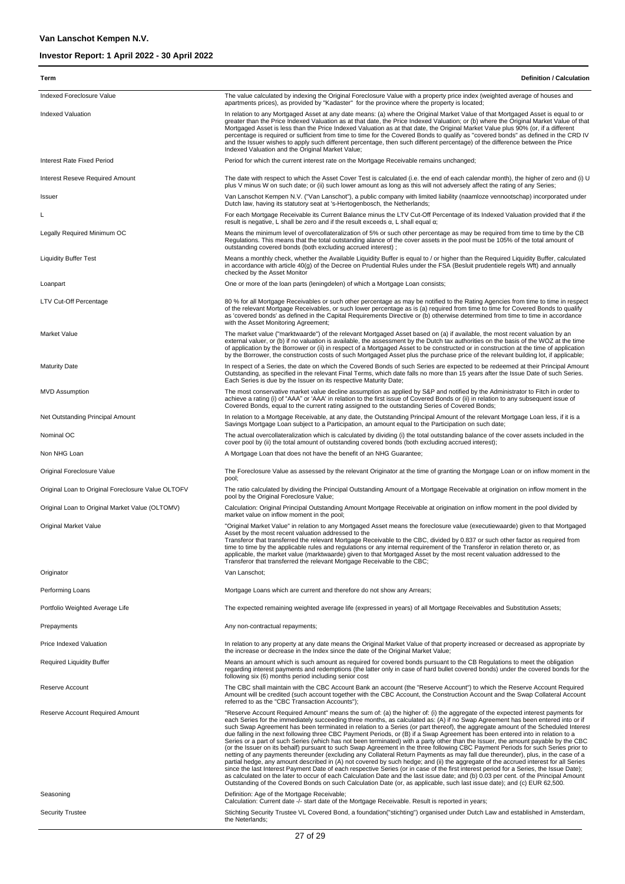| Term | Definition / Calculation |
|---|---|
| Indexed Foreclosure Value | The value calculated by indexing the Original Foreclosure Value with a property price index (weighted average of houses and apartments prices), as provided by "Kadaster" for the province where the property is located; |
| Indexed Valuation | In relation to any Mortgaged Asset at any date means: (a) where the Original Market Value of that Mortgaged Asset is equal to or greater than the Price Indexed Valuation as at that date, the Price Indexed Valuation; or (b) where the Original Market Value of that Mortgaged Asset is less than the Price Indexed Valuation as at that date, the Original Market Value plus 90% (or, if a different percentage is required or sufficient from time to time for the Covered Bonds to qualify as "covered bonds" as defined in the CRD IV and the Issuer wishes to apply such different percentage, then such different percentage) of the difference between the Price Indexed Valuation and the Original Market Value; |
| Interest Rate Fixed Period | Period for which the current interest rate on the Mortgage Receivable remains unchanged; |
| Interest Reseve Required Amount | The date with respect to which the Asset Cover Test is calculated (i.e. the end of each calendar month), the higher of zero and (i) U plus V minus W on such date; or (ii) such lower amount as long as this will not adversely affect the rating of any Series; |
| Issuer | Van Lanschot Kempen N.V. ("Van Lanschot"), a public company with limited liability (naamloze vennootschap) incorporated under Dutch law, having its statutory seat at 's-Hertogenbosch, the Netherlands; |
| L | For each Mortgage Receivable its Current Balance minus the LTV Cut-Off Percentage of its Indexed Valuation provided that if the result is negative, L shall be zero and if the result exceeds α, L shall equal α; |
| Legally Required Minimum OC | Means the minimum level of overcollateralization of 5% or such other percentage as may be required from time to time by the CB Regulations. This means that the total outstanding alance of the cover assets in the pool must be 105% of the total amount of outstanding covered bonds (both excluding accrued interest) ; |
| Liquidity Buffer Test | Means a monthly check, whether the Available Liquidity Buffer is equal to / or higher than the Required Liquidity Buffer, calculated in accordance with article 40(g) of the Decree on Prudential Rules under the FSA (Besluit prudentiele regels Wft) and annually checked by the Asset Monitor |
| Loanpart | One or more of the loan parts (leningdelen) of which a Mortgage Loan consists; |
| LTV Cut-Off Percentage | 80 % for all Mortgage Receivables or such other percentage as may be notified to the Rating Agencies from time to time in respect of the relevant Mortgage Receivables, or such lower percentage as is (a) required from time to time for Covered Bonds to qualify as 'covered bonds' as defined in the Capital Requirements Directive or (b) otherwise determined from time to time in accordance with the Asset Monitoring Agreement; |
| Market Value | The market value ("marktwaarde") of the relevant Mortgaged Asset based on (a) if available, the most recent valuation by an external valuer, or (b) if no valuation is available, the assessment by the Dutch tax authorities on the basis of the WOZ at the time of application by the Borrower or (ii) in respect of a Mortgaged Asset to be constructed or in construction at the time of application by the Borrower, the construction costs of such Mortgaged Asset plus the purchase price of the relevant building lot, if applicable; |
| Maturity Date | In respect of a Series, the date on which the Covered Bonds of such Series are expected to be redeemed at their Principal Amount Outstanding, as specified in the relevant Final Terms, which date falls no more than 15 years after the Issue Date of such Series. Each Series is due by the Issuer on its respective Maturity Date; |
| MVD Assumption | The most conservative market value decline assumption as applied by S&P and notified by the Administrator to Fitch in order to achieve a rating (i) of "AAA" or 'AAA' in relation to the first issue of Covered Bonds or (ii) in relation to any subsequent issue of Covered Bonds, equal to the current rating assigned to the outstanding Series of Covered Bonds; |
| Net Outstanding Principal Amount | In relation to a Mortgage Receivable, at any date, the Outstanding Principal Amount of the relevant Mortgage Loan less, if it is a Savings Mortgage Loan subject to a Participation, an amount equal to the Participation on such date; |
| Nominal OC | The actual overcollateralization which is calculated by dividing (i) the total outstanding balance of the cover assets included in the cover pool by (ii) the total amount of outstanding covered bonds (both excluding accrued interest); |
| Non NHG Loan | A Mortgage Loan that does not have the benefit of an NHG Guarantee; |
| Original Foreclosure Value | The Foreclosure Value as assessed by the relevant Originator at the time of granting the Mortgage Loan or on inflow moment in the pool; |
| Original Loan to Original Foreclosure Value OLTOFV | The ratio calculated by dividing the Principal Outstanding Amount of a Mortgage Receivable at origination on inflow moment in the pool by the Original Foreclosure Value; |
| Original Loan to Original Market Value (OLTOMV) | Calculation: Original Principal Outstanding Amount Mortgage Receivable at origination on inflow moment in the pool divided by market value on inflow moment in the pool; |
| Original Market Value | "Original Market Value" in relation to any Mortgaged Asset means the foreclosure value (executiewaarde) given to that Mortgaged Asset by the most recent valuation addressed to the Transferor that transferred the relevant Mortgage Receivable to the CBC, divided by 0.837 or such other factor as required from time to time by the applicable rules and regulations or any internal requirement of the Transferor in relation thereto or, as applicable, the market value (marktwaarde) given to that Mortgaged Asset by the most recent valuation addressed to the Transferor that transferred the relevant Mortgage Receivable to the CBC; |
| Originator | Van Lanschot; |
| Performing Loans | Mortgage Loans which are current and therefore do not show any Arrears; |
| Portfolio Weighted Average Life | The expected remaining weighted average life (expressed in years) of all Mortgage Receivables and Substitution Assets; |
| Prepayments | Any non-contractual repayments; |
| Price Indexed Valuation | In relation to any property at any date means the Original Market Value of that property increased or decreased as appropriate by the increase or decrease in the Index since the date of the Original Market Value; |
| Required Liquidity Buffer | Means an amount which is such amount as required for covered bonds pursuant to the CB Regulations to meet the obligation regarding interest payments and redemptions (the latter only in case of hard bullet covered bonds) under the covered bonds for the following six (6) months period including senior cost |
| Reserve Account | The CBC shall maintain with the CBC Account Bank an account (the "Reserve Account") to which the Reserve Account Required Amount will be credited (such account together with the CBC Account, the Construction Account and the Swap Collateral Account referred to as the "CBC Transaction Accounts"); |
| Reserve Account Required Amount | "Reserve Account Required Amount" means the sum of: (a) the higher of: (i) the aggregate of the expected interest payments for each Series for the immediately succeeding three months, as calculated as: (A) if no Swap Agreement has been entered into or if such Swap Agreement has been terminated in relation to a Series (or part thereof), the aggregate amount of the Scheduled Interest due falling in the next following three CBC Payment Periods, or (B) if a Swap Agreement has been entered into in relation to a Series or a part of such Series (which has not been terminated) with a party other than the Issuer, the amount payable by the CBC (or the Issuer on its behalf) pursuant to such Swap Agreement in the three following CBC Payment Periods for such Series prior to netting of any payments thereunder (excluding any Collateral Return Payments as may fall due thereunder), plus, in the case of a partial hedge, any amount described in (A) not covered by such hedge; and (ii) the aggregate of the accrued interest for all Series since the last Interest Payment Date of each respective Series (or in case of the first interest period for a Series, the Issue Date); as calculated on the later to occur of each Calculation Date and the last issue date; and (b) 0.03 per cent. of the Principal Amount Outstanding of the Covered Bonds on such Calculation Date (or, as applicable, such last issue date); and (c) EUR 62,500. |
| Seasoning | Definition: Age of the Mortgage Receivable;<br>Calculation: Current date -/- start date of the Mortgage Receivable. Result is reported in years; |
| Security Trustee | Stichting Security Trustee VL Covered Bond, a foundation("stichting") organised under Dutch Law and established in Amsterdam, the Netherlands; |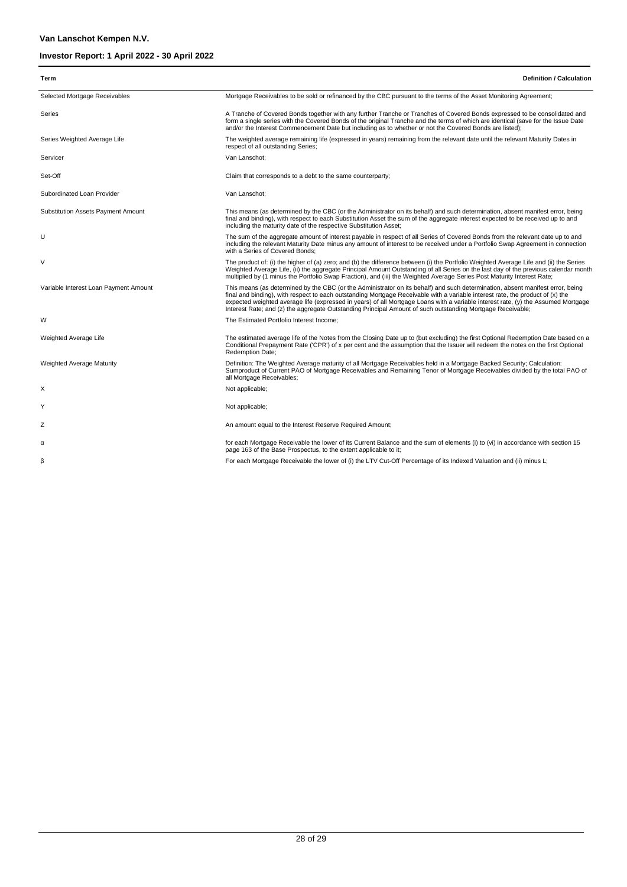| Term | Definition / Calculation |
|---|---|
| Selected Mortgage Receivables | Mortgage Receivables to be sold or refinanced by the CBC pursuant to the terms of the Asset Monitoring Agreement; |
| Series | A Tranche of Covered Bonds together with any further Tranche or Tranches of Covered Bonds expressed to be consolidated and form a single series with the Covered Bonds of the original Tranche and the terms of which are identical (save for the Issue Date and/or the Interest Commencement Date but including as to whether or not the Covered Bonds are listed); |
| Series Weighted Average Life | The weighted average remaining life (expressed in years) remaining from the relevant date until the relevant Maturity Dates in respect of all outstanding Series; |
| Servicer | Van Lanschot; |
| Set-Off | Claim that corresponds to a debt to the same counterparty; |
| Subordinated Loan Provider | Van Lanschot; |
| Substitution Assets Payment Amount | This means (as determined by the CBC (or the Administrator on its behalf) and such determination, absent manifest error, being final and binding), with respect to each Substitution Asset the sum of the aggregate interest expected to be received up to and including the maturity date of the respective Substitution Asset; |
| U | The sum of the aggregate amount of interest payable in respect of all Series of Covered Bonds from the relevant date up to and including the relevant Maturity Date minus any amount of interest to be received under a Portfolio Swap Agreement in connection with a Series of Covered Bonds; |
| V | The product of: (i) the higher of (a) zero; and (b) the difference between (i) the Portfolio Weighted Average Life and (ii) the Series Weighted Average Life, (ii) the aggregate Principal Amount Outstanding of all Series on the last day of the previous calendar month multiplied by (1 minus the Portfolio Swap Fraction), and (iii) the Weighted Average Series Post Maturity Interest Rate; |
| Variable Interest Loan Payment Amount | This means (as determined by the CBC (or the Administrator on its behalf) and such determination, absent manifest error, being final and binding), with respect to each outstanding Mortgage Receivable with a variable interest rate, the product of (x) the expected weighted average life (expressed in years) of all Mortgage Loans with a variable interest rate, (y) the Assumed Mortgage Interest Rate; and (z) the aggregate Outstanding Principal Amount of such outstanding Mortgage Receivable; |
| W | The Estimated Portfolio Interest Income; |
| Weighted Average Life | The estimated average life of the Notes from the Closing Date up to (but excluding) the first Optional Redemption Date based on a Conditional Prepayment Rate ('CPR') of x per cent and the assumption that the Issuer will redeem the notes on the first Optional Redemption Date; |
| Weighted Average Maturity | Definition: The Weighted Average maturity of all Mortgage Receivables held in a Mortgage Backed Security; Calculation: Sumproduct of Current PAO of Mortgage Receivables and Remaining Tenor of Mortgage Receivables divided by the total PAO of all Mortgage Receivables; |
| X | Not applicable; |
| Y | Not applicable; |
| Z | An amount equal to the Interest Reserve Required Amount; |
| α | for each Mortgage Receivable the lower of its Current Balance and the sum of elements (i) to (vi) in accordance with section 15 page 163 of the Base Prospectus, to the extent applicable to it; |
| β | For each Mortgage Receivable the lower of (i) the LTV Cut-Off Percentage of its Indexed Valuation and (ii) minus L; |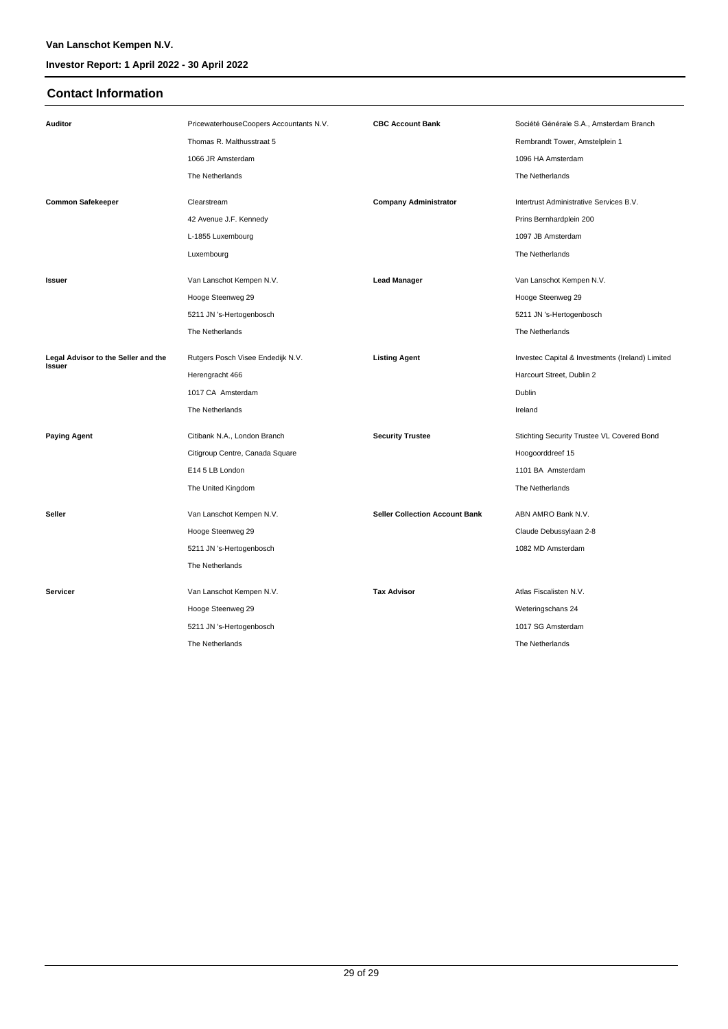## Contact Information

| | | | |
|---|---|---|---|
| **Auditor** | PricewaterhouseCoopers Accountants N.V.<br>Thomas R. Malthusstraat 5<br>1066 JR Amsterdam<br>The Netherlands | **CBC Account Bank** | Société Générale S.A., Amsterdam Branch<br>Rembrandt Tower, Amstelplein 1<br>1096 HA Amsterdam<br>The Netherlands |
| **Common Safekeeper** | Clearstream<br>42 Avenue J.F. Kennedy<br>L-1855 Luxembourg<br>Luxembourg | **Company Administrator** | Intertrust Administrative Services B.V.<br>Prins Bernhardplein 200<br>1097 JB Amsterdam<br>The Netherlands |
| **Issuer** | Van Lanschot Kempen N.V.<br>Hooge Steenweg 29<br>5211 JN 's-Hertogenbosch<br>The Netherlands | **Lead Manager** | Van Lanschot Kempen N.V.<br>Hooge Steenweg 29<br>5211 JN 's-Hertogenbosch<br>The Netherlands |
| **Legal Advisor to the Seller and the Issuer** | Rutgers Posch Visee Endedijk N.V.<br>Herengracht 466<br>1017 CA Amsterdam<br>The Netherlands | **Listing Agent** | Investec Capital & Investments (Ireland) Limited<br>Harcourt Street, Dublin 2<br>Dublin<br>Ireland |
| **Paying Agent** | Citibank N.A., London Branch<br>Citigroup Centre, Canada Square<br>E14 5 LB London<br>The United Kingdom | **Security Trustee** | Stichting Security Trustee VL Covered Bond<br>Hoogoorddreef 15<br>1101 BA Amsterdam<br>The Netherlands |
| **Seller** | Van Lanschot Kempen N.V.<br>Hooge Steenweg 29<br>5211 JN 's-Hertogenbosch<br>The Netherlands | **Seller Collection Account Bank** | ABN AMRO Bank N.V.<br>Claude Debussylaan 2-8<br>1082 MD Amsterdam |
| **Servicer** | Van Lanschot Kempen N.V.<br>Hooge Steenweg 29<br>5211 JN 's-Hertogenbosch<br>The Netherlands | **Tax Advisor** | Atlas Fiscalisten N.V.<br>Weteringschans 24<br>1017 SG Amsterdam<br>The Netherlands |